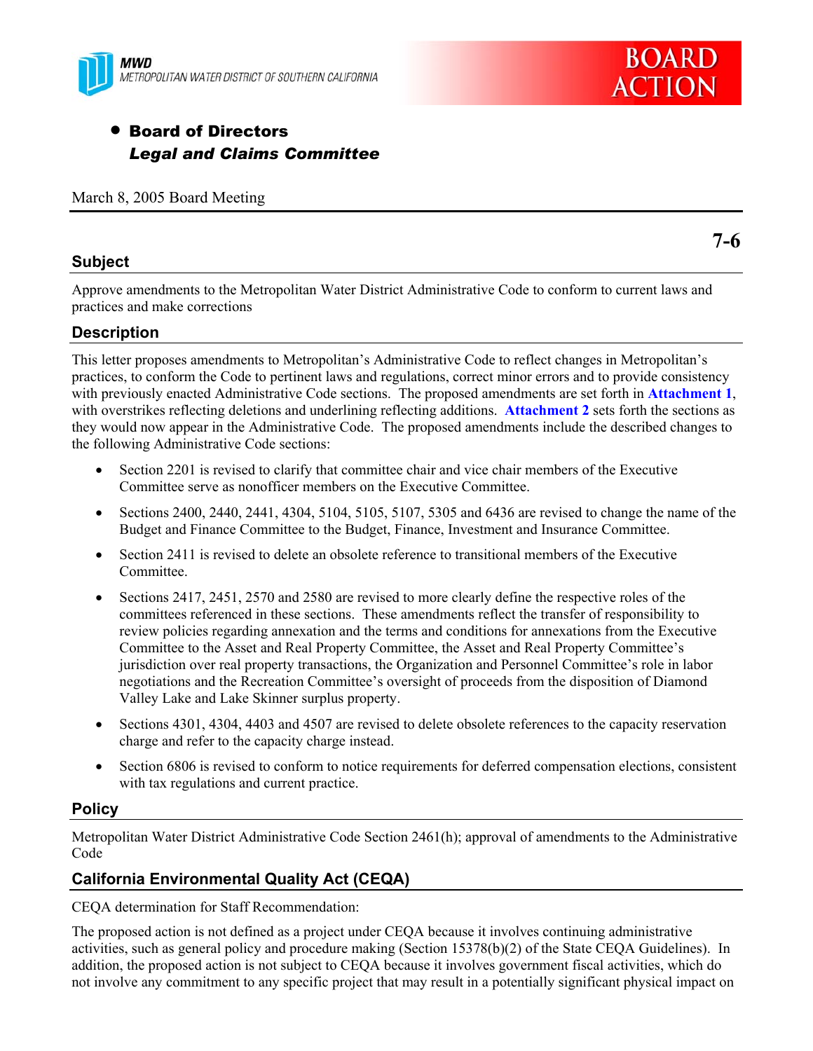MWD
METROPOLITAN WATER DISTRICT OF SOUTHERN CALIFORNIA

BOARD ACTION

- **Board of Directors**
  ***Legal and Claims Committee***

March 8, 2005 Board Meeting

**7-6**

## Subject

Approve amendments to the Metropolitan Water District Administrative Code to conform to current laws and practices and make corrections

## Description

This letter proposes amendments to Metropolitan's Administrative Code to reflect changes in Metropolitan's practices, to conform the Code to pertinent laws and regulations, correct minor errors and to provide consistency with previously enacted Administrative Code sections. The proposed amendments are set forth in **Attachment 1**, with overstrikes reflecting deletions and underlining reflecting additions. **Attachment 2** sets forth the sections as they would now appear in the Administrative Code. The proposed amendments include the described changes to the following Administrative Code sections:

- Section 2201 is revised to clarify that committee chair and vice chair members of the Executive Committee serve as nonofficer members on the Executive Committee.
- Sections 2400, 2440, 2441, 4304, 5104, 5105, 5107, 5305 and 6436 are revised to change the name of the Budget and Finance Committee to the Budget, Finance, Investment and Insurance Committee.
- Section 2411 is revised to delete an obsolete reference to transitional members of the Executive Committee.
- Sections 2417, 2451, 2570 and 2580 are revised to more clearly define the respective roles of the committees referenced in these sections. These amendments reflect the transfer of responsibility to review policies regarding annexation and the terms and conditions for annexations from the Executive Committee to the Asset and Real Property Committee, the Asset and Real Property Committee's jurisdiction over real property transactions, the Organization and Personnel Committee's role in labor negotiations and the Recreation Committee's oversight of proceeds from the disposition of Diamond Valley Lake and Lake Skinner surplus property.
- Sections 4301, 4304, 4403 and 4507 are revised to delete obsolete references to the capacity reservation charge and refer to the capacity charge instead.
- Section 6806 is revised to conform to notice requirements for deferred compensation elections, consistent with tax regulations and current practice.

## Policy

Metropolitan Water District Administrative Code Section 2461(h); approval of amendments to the Administrative Code

## California Environmental Quality Act (CEQA)

CEQA determination for Staff Recommendation:

The proposed action is not defined as a project under CEQA because it involves continuing administrative activities, such as general policy and procedure making (Section 15378(b)(2) of the State CEQA Guidelines). In addition, the proposed action is not subject to CEQA because it involves government fiscal activities, which do not involve any commitment to any specific project that may result in a potentially significant physical impact on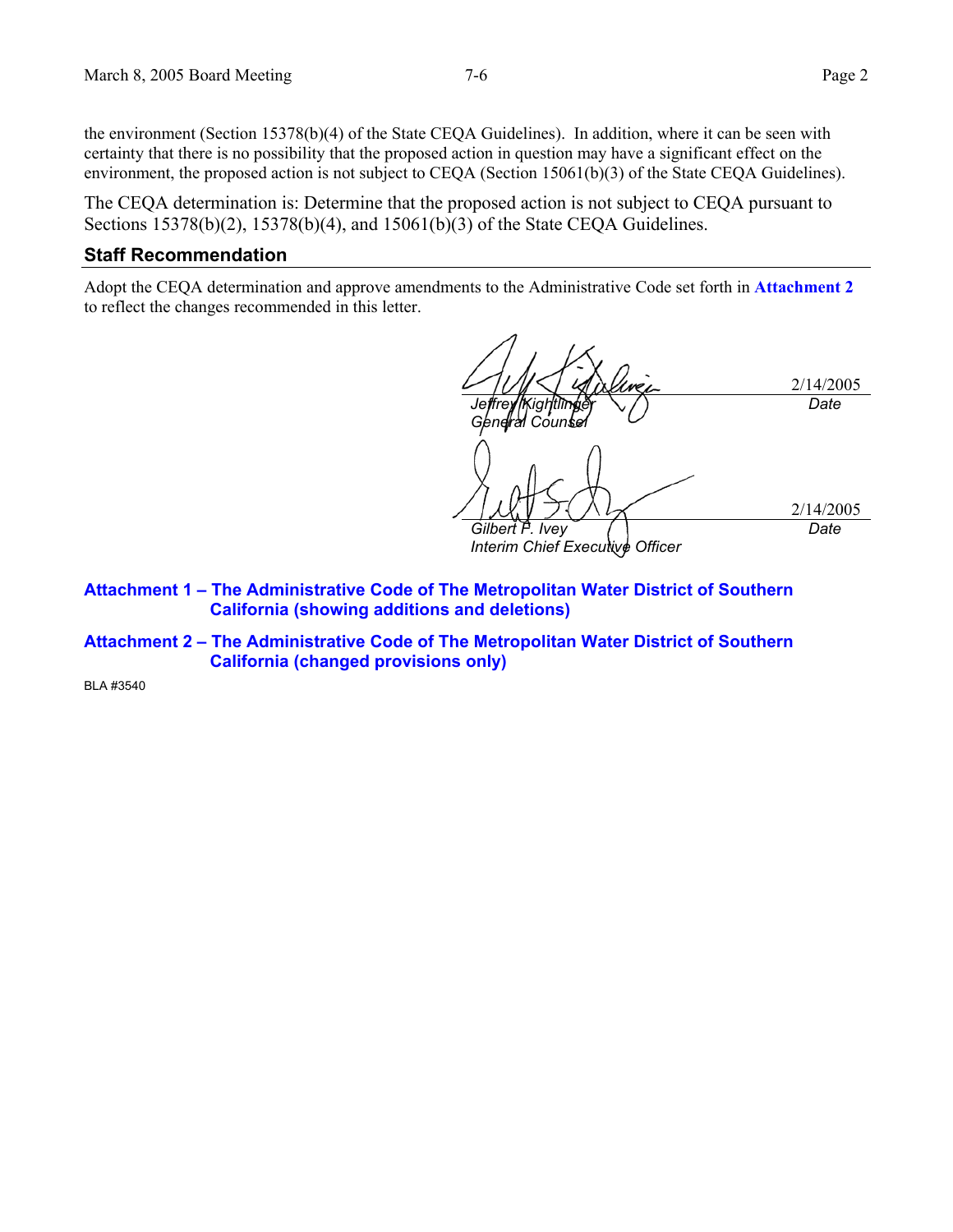the environment (Section 15378(b)(4) of the State CEQA Guidelines). In addition, where it can be seen with certainty that there is no possibility that the proposed action in question may have a significant effect on the environment, the proposed action is not subject to CEQA (Section 15061(b)(3) of the State CEQA Guidelines).

The CEQA determination is: Determine that the proposed action is not subject to CEQA pursuant to Sections 15378(b)(2), 15378(b)(4), and 15061(b)(3) of the State CEQA Guidelines.

## Staff Recommendation

Adopt the CEQA determination and approve amendments to the Administrative Code set forth in **Attachment 2** to reflect the changes recommended in this letter.

| | |
|---|---|
| *Jeffrey Kightlinger* *General Counsel* | 2/14/2005 *Date* |
| *Gilbert F. Ivey* *Interim Chief Executive Officer* | 2/14/2005 *Date* |

**Attachment 1 – The Administrative Code of The Metropolitan Water District of Southern California (showing additions and deletions)**

**Attachment 2 – The Administrative Code of The Metropolitan Water District of Southern California (changed provisions only)**

BLA #3540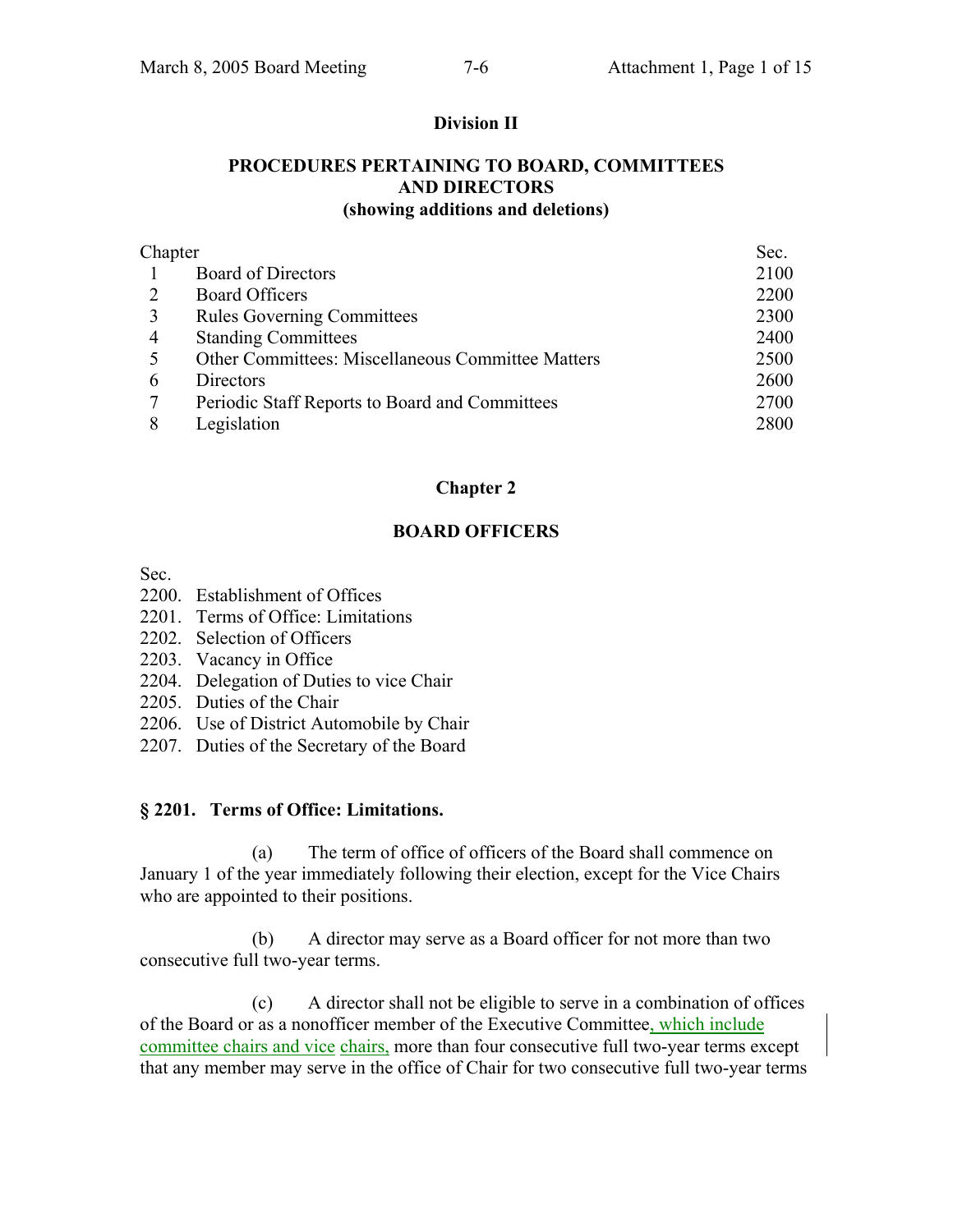**Division II**

**PROCEDURES PERTAINING TO BOARD, COMMITTEES AND DIRECTORS (showing additions and deletions)**

| Chapter | | Sec. |
|---|---|---|
| 1 | Board of Directors | 2100 |
| 2 | Board Officers | 2200 |
| 3 | Rules Governing Committees | 2300 |
| 4 | Standing Committees | 2400 |
| 5 | Other Committees: Miscellaneous Committee Matters | 2500 |
| 6 | Directors | 2600 |
| 7 | Periodic Staff Reports to Board and Committees | 2700 |
| 8 | Legislation | 2800 |

## Chapter 2

## BOARD OFFICERS

Sec.
2200. Establishment of Offices
2201. Terms of Office: Limitations
2202. Selection of Officers
2203. Vacancy in Office
2204. Delegation of Duties to vice Chair
2205. Duties of the Chair
2206. Use of District Automobile by Chair
2207. Duties of the Secretary of the Board

### § 2201. Terms of Office: Limitations.

(a) The term of office of officers of the Board shall commence on January 1 of the year immediately following their election, except for the Vice Chairs who are appointed to their positions.

(b) A director may serve as a Board officer for not more than two consecutive full two-year terms.

(c) A director shall not be eligible to serve in a combination of offices of the Board or as a nonofficer member of the Executive Committee, which include committee chairs and vice chairs, more than four consecutive full two-year terms except that any member may serve in the office of Chair for two consecutive full two-year terms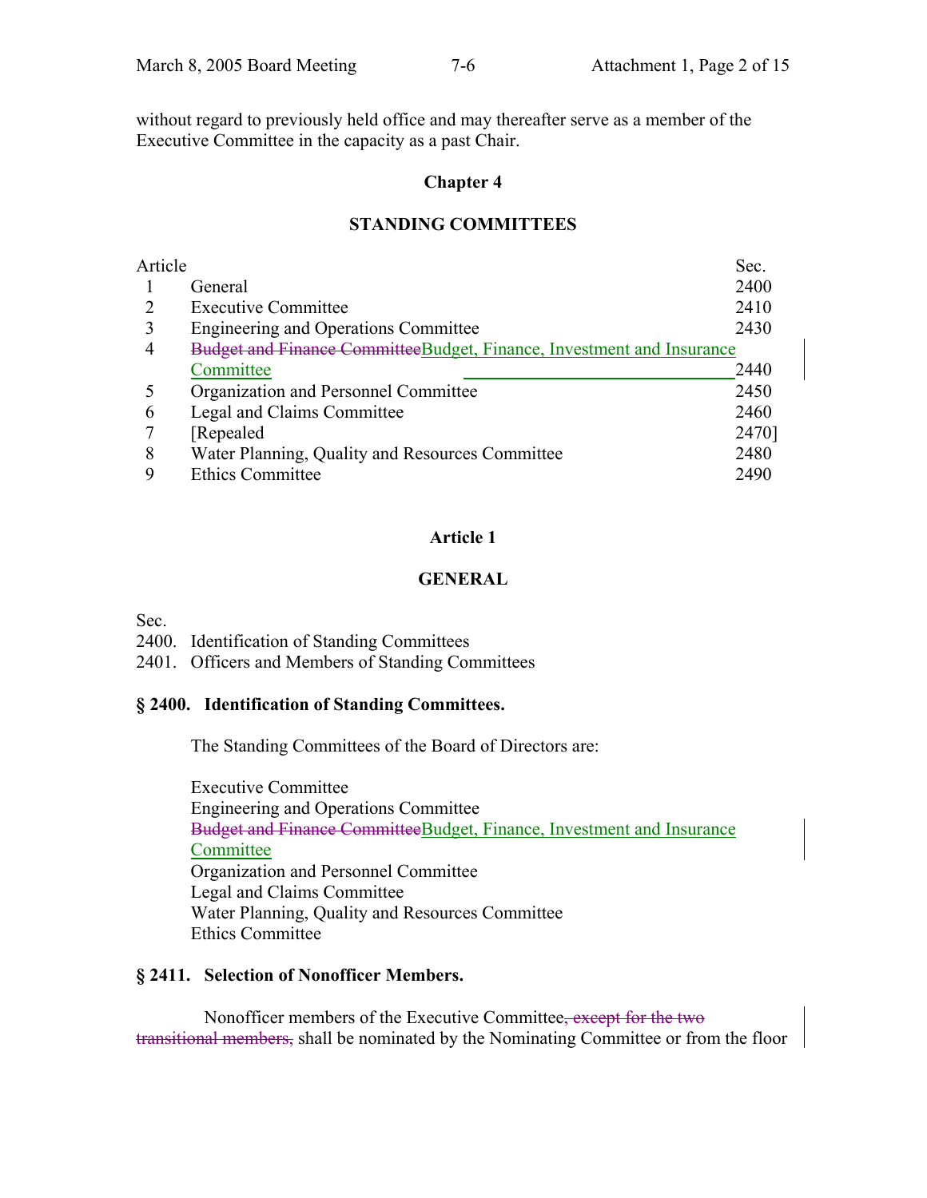without regard to previously held office and may thereafter serve as a member of the Executive Committee in the capacity as a past Chair.

## Chapter 4

## STANDING COMMITTEES

| Article | | Sec. |
|---|---|---|
| 1 | General | 2400 |
| 2 | Executive Committee | 2410 |
| 3 | Engineering and Operations Committee | 2430 |
| 4 | ~~Budget and Finance Committee~~Budget, Finance, Investment and Insurance Committee | 2440 |
| 5 | Organization and Personnel Committee | 2450 |
| 6 | Legal and Claims Committee | 2460 |
| 7 | [Repealed | 2470] |
| 8 | Water Planning, Quality and Resources Committee | 2480 |
| 9 | Ethics Committee | 2490 |

### Article 1

### GENERAL

Sec.
2400. Identification of Standing Committees
2401. Officers and Members of Standing Committees

**§ 2400. Identification of Standing Committees.**

The Standing Committees of the Board of Directors are:

Executive Committee
Engineering and Operations Committee
~~Budget and Finance Committee~~Budget, Finance, Investment and Insurance Committee
Organization and Personnel Committee
Legal and Claims Committee
Water Planning, Quality and Resources Committee
Ethics Committee

**§ 2411. Selection of Nonofficer Members.**

Nonofficer members of the Executive Committee~~, except for the two transitional members,~~ shall be nominated by the Nominating Committee or from the floor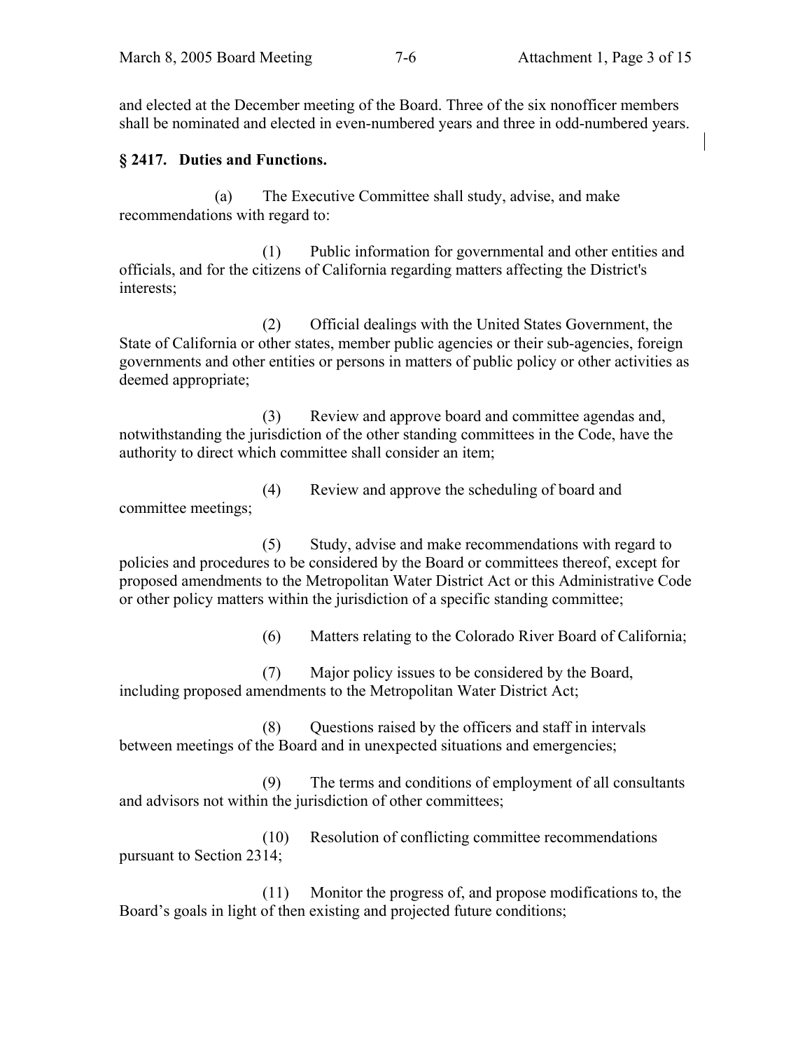and elected at the December meeting of the Board. Three of the six nonofficer members shall be nominated and elected in even-numbered years and three in odd-numbered years.

**§ 2417. Duties and Functions.**

(a) The Executive Committee shall study, advise, and make recommendations with regard to:

(1) Public information for governmental and other entities and officials, and for the citizens of California regarding matters affecting the District's interests;

(2) Official dealings with the United States Government, the State of California or other states, member public agencies or their sub-agencies, foreign governments and other entities or persons in matters of public policy or other activities as deemed appropriate;

(3) Review and approve board and committee agendas and, notwithstanding the jurisdiction of the other standing committees in the Code, have the authority to direct which committee shall consider an item;

(4) Review and approve the scheduling of board and committee meetings;

(5) Study, advise and make recommendations with regard to policies and procedures to be considered by the Board or committees thereof, except for proposed amendments to the Metropolitan Water District Act or this Administrative Code or other policy matters within the jurisdiction of a specific standing committee;

(6) Matters relating to the Colorado River Board of California;

(7) Major policy issues to be considered by the Board, including proposed amendments to the Metropolitan Water District Act;

(8) Questions raised by the officers and staff in intervals between meetings of the Board and in unexpected situations and emergencies;

(9) The terms and conditions of employment of all consultants and advisors not within the jurisdiction of other committees;

(10) Resolution of conflicting committee recommendations pursuant to Section 2314;

(11) Monitor the progress of, and propose modifications to, the Board's goals in light of then existing and projected future conditions;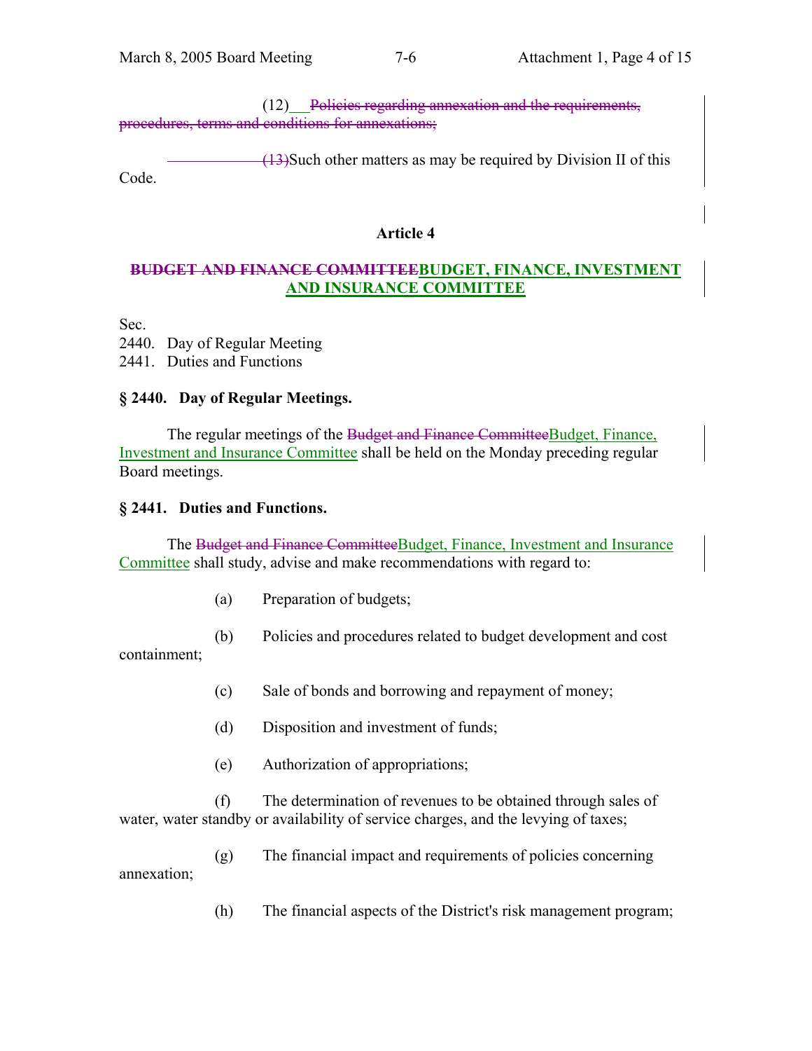(12) ~~Policies regarding annexation and the requirements, procedures, terms and conditions for annexations;~~

~~(13)~~Such other matters as may be required by Division II of this Code.

### Article 4

### ~~BUDGET AND FINANCE COMMITTEE~~BUDGET, FINANCE, INVESTMENT AND INSURANCE COMMITTEE

Sec.
2440. Day of Regular Meeting
2441. Duties and Functions

**§ 2440. Day of Regular Meetings.**

The regular meetings of the ~~Budget and Finance Committee~~Budget, Finance, Investment and Insurance Committee shall be held on the Monday preceding regular Board meetings.

**§ 2441. Duties and Functions.**

The ~~Budget and Finance Committee~~Budget, Finance, Investment and Insurance Committee shall study, advise and make recommendations with regard to:

(a) Preparation of budgets;

(b) Policies and procedures related to budget development and cost containment;

(c) Sale of bonds and borrowing and repayment of money;

(d) Disposition and investment of funds;

(e) Authorization of appropriations;

(f) The determination of revenues to be obtained through sales of water, water standby or availability of service charges, and the levying of taxes;

(g) The financial impact and requirements of policies concerning annexation;

(h) The financial aspects of the District's risk management program;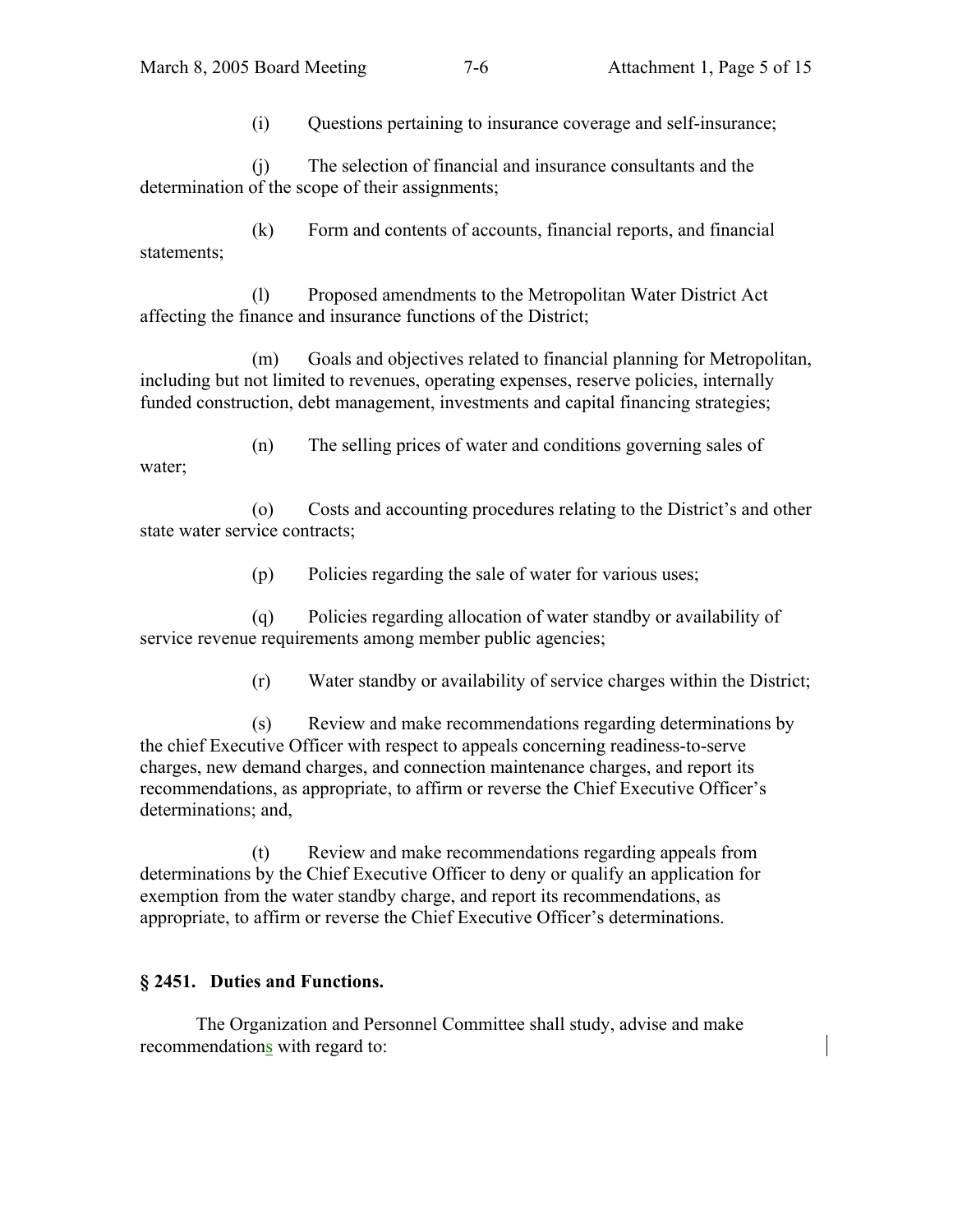(i) Questions pertaining to insurance coverage and self-insurance;

(j) The selection of financial and insurance consultants and the determination of the scope of their assignments;

(k) Form and contents of accounts, financial reports, and financial statements;

(l) Proposed amendments to the Metropolitan Water District Act affecting the finance and insurance functions of the District;

(m) Goals and objectives related to financial planning for Metropolitan, including but not limited to revenues, operating expenses, reserve policies, internally funded construction, debt management, investments and capital financing strategies;

(n) The selling prices of water and conditions governing sales of water;

(o) Costs and accounting procedures relating to the District's and other state water service contracts;

(p) Policies regarding the sale of water for various uses;

(q) Policies regarding allocation of water standby or availability of service revenue requirements among member public agencies;

(r) Water standby or availability of service charges within the District;

(s) Review and make recommendations regarding determinations by the chief Executive Officer with respect to appeals concerning readiness-to-serve charges, new demand charges, and connection maintenance charges, and report its recommendations, as appropriate, to affirm or reverse the Chief Executive Officer's determinations; and,

(t) Review and make recommendations regarding appeals from determinations by the Chief Executive Officer to deny or qualify an application for exemption from the water standby charge, and report its recommendations, as appropriate, to affirm or reverse the Chief Executive Officer's determinations.

### § 2451. Duties and Functions.

The Organization and Personnel Committee shall study, advise and make recommendations with regard to: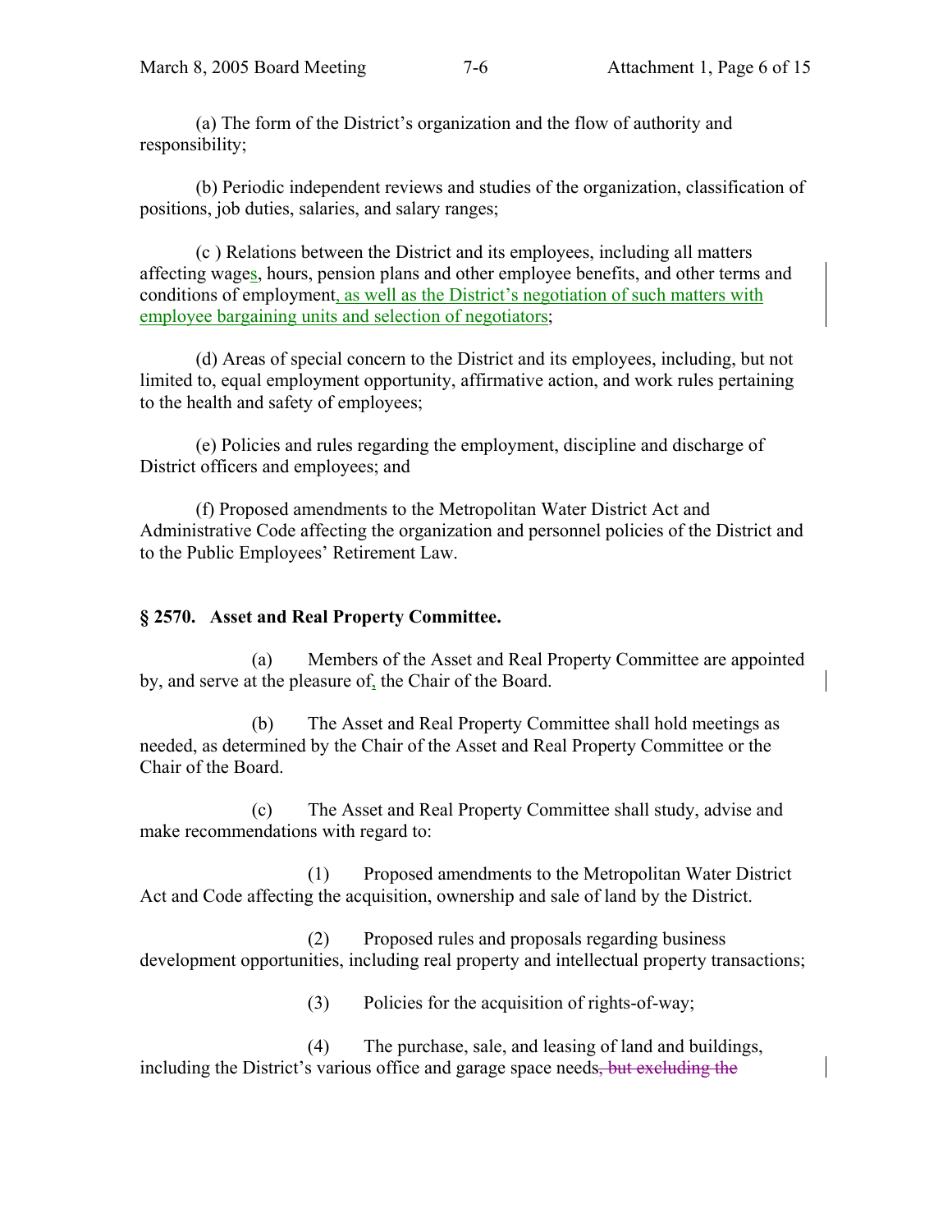(a) The form of the District's organization and the flow of authority and responsibility;

(b) Periodic independent reviews and studies of the organization, classification of positions, job duties, salaries, and salary ranges;

(c ) Relations between the District and its employees, including all matters affecting wages, hours, pension plans and other employee benefits, and other terms and conditions of employment, as well as the District's negotiation of such matters with employee bargaining units and selection of negotiators;

(d) Areas of special concern to the District and its employees, including, but not limited to, equal employment opportunity, affirmative action, and work rules pertaining to the health and safety of employees;

(e) Policies and rules regarding the employment, discipline and discharge of District officers and employees; and

(f) Proposed amendments to the Metropolitan Water District Act and Administrative Code affecting the organization and personnel policies of the District and to the Public Employees' Retirement Law.

**§ 2570. Asset and Real Property Committee.**

(a) Members of the Asset and Real Property Committee are appointed by, and serve at the pleasure of, the Chair of the Board.

(b) The Asset and Real Property Committee shall hold meetings as needed, as determined by the Chair of the Asset and Real Property Committee or the Chair of the Board.

(c) The Asset and Real Property Committee shall study, advise and make recommendations with regard to:

(1) Proposed amendments to the Metropolitan Water District Act and Code affecting the acquisition, ownership and sale of land by the District.

(2) Proposed rules and proposals regarding business development opportunities, including real property and intellectual property transactions;

(3) Policies for the acquisition of rights-of-way;

(4) The purchase, sale, and leasing of land and buildings, including the District's various office and garage space needs~~, but excluding the~~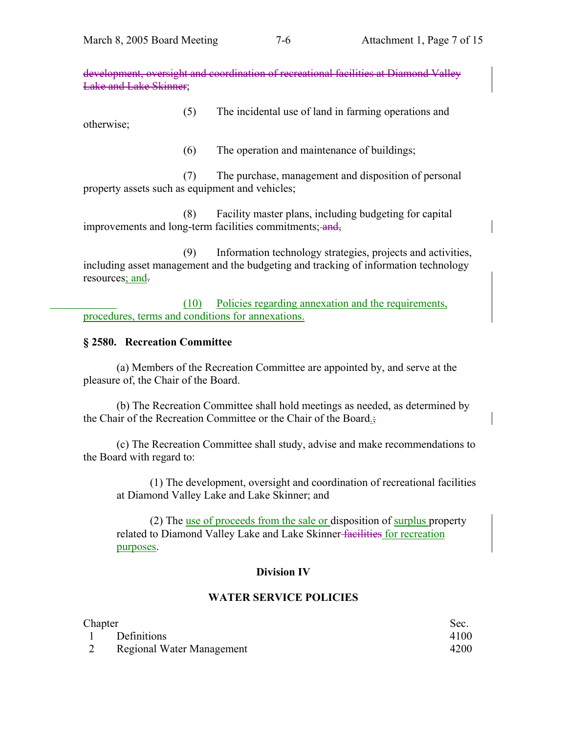~~development, oversight and coordination of recreational facilities at Diamond Valley Lake and Lake Skinner~~;

(5) The incidental use of land in farming operations and otherwise;

(6) The operation and maintenance of buildings;

(7) The purchase, management and disposition of personal property assets such as equipment and vehicles;

(8) Facility master plans, including budgeting for capital improvements and long-term facilities commitments; ~~and,~~

(9) Information technology strategies, projects and activities, including asset management and the budgeting and tracking of information technology resources; and~~.~~

(10) Policies regarding annexation and the requirements, procedures, terms and conditions for annexations.

**§ 2580. Recreation Committee**

(a) Members of the Recreation Committee are appointed by, and serve at the pleasure of, the Chair of the Board.

(b) The Recreation Committee shall hold meetings as needed, as determined by the Chair of the Recreation Committee or the Chair of the Board.~~;~~

(c) The Recreation Committee shall study, advise and make recommendations to the Board with regard to:

(1) The development, oversight and coordination of recreational facilities at Diamond Valley Lake and Lake Skinner; and

(2) The use of proceeds from the sale or disposition of surplus property related to Diamond Valley Lake and Lake Skinner ~~facilities~~ for recreation purposes.

**Division IV**

**WATER SERVICE POLICIES**

| Chapter | | Sec. |
|---|---|---|
| 1 | Definitions | 4100 |
| 2 | Regional Water Management | 4200 |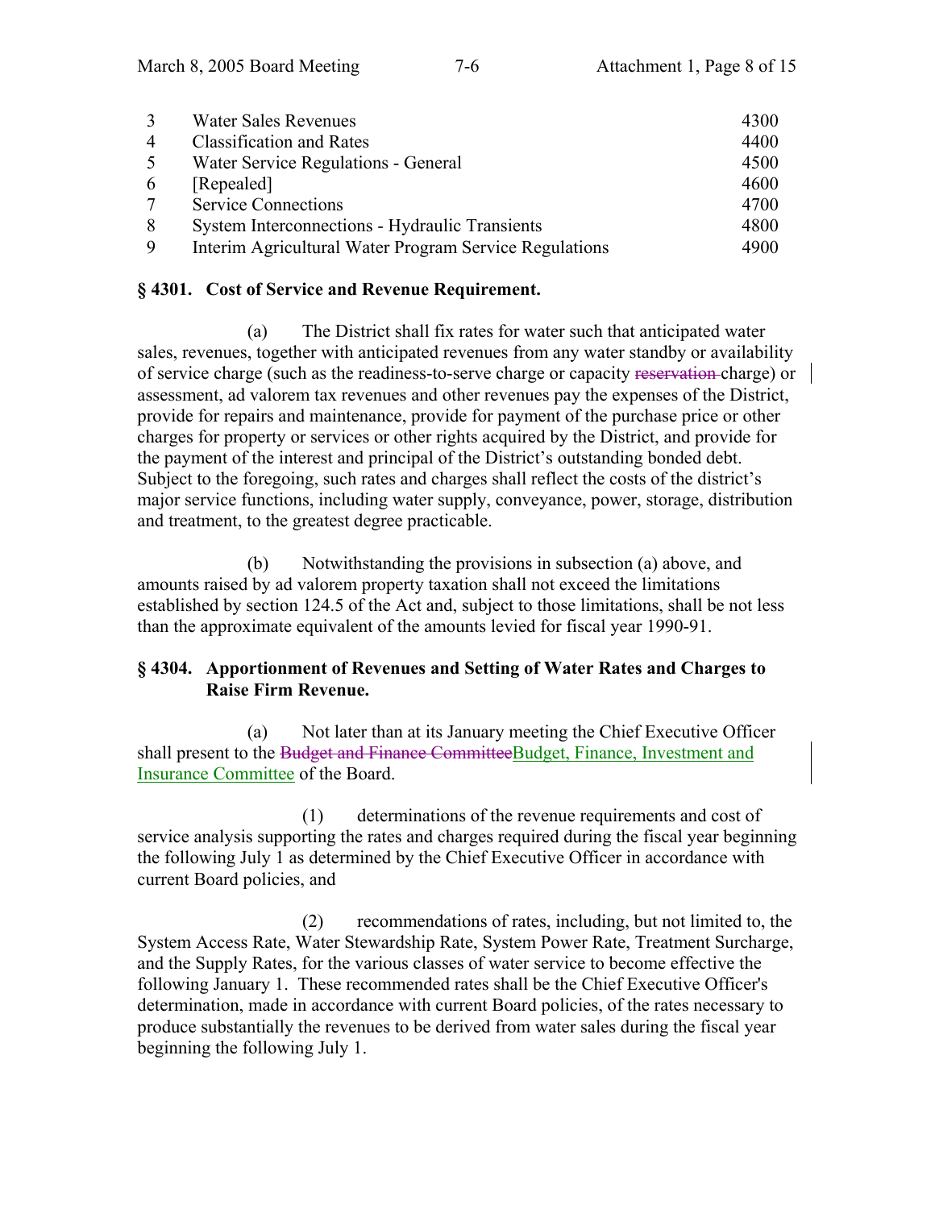| | | |
|---|---|---|
| 3 | Water Sales Revenues | 4300 |
| 4 | Classification and Rates | 4400 |
| 5 | Water Service Regulations - General | 4500 |
| 6 | [Repealed] | 4600 |
| 7 | Service Connections | 4700 |
| 8 | System Interconnections - Hydraulic Transients | 4800 |
| 9 | Interim Agricultural Water Program Service Regulations | 4900 |

**§ 4301. Cost of Service and Revenue Requirement.**

(a) The District shall fix rates for water such that anticipated water sales, revenues, together with anticipated revenues from any water standby or availability of service charge (such as the readiness-to-serve charge or capacity ~~reservation~~ charge) or assessment, ad valorem tax revenues and other revenues pay the expenses of the District, provide for repairs and maintenance, provide for payment of the purchase price or other charges for property or services or other rights acquired by the District, and provide for the payment of the interest and principal of the District's outstanding bonded debt. Subject to the foregoing, such rates and charges shall reflect the costs of the district's major service functions, including water supply, conveyance, power, storage, distribution and treatment, to the greatest degree practicable.

(b) Notwithstanding the provisions in subsection (a) above, and amounts raised by ad valorem property taxation shall not exceed the limitations established by section 124.5 of the Act and, subject to those limitations, shall be not less than the approximate equivalent of the amounts levied for fiscal year 1990-91.

**§ 4304. Apportionment of Revenues and Setting of Water Rates and Charges to Raise Firm Revenue.**

(a) Not later than at its January meeting the Chief Executive Officer shall present to the ~~Budget and Finance Committee~~Budget, Finance, Investment and Insurance Committee of the Board.

(1) determinations of the revenue requirements and cost of service analysis supporting the rates and charges required during the fiscal year beginning the following July 1 as determined by the Chief Executive Officer in accordance with current Board policies, and

(2) recommendations of rates, including, but not limited to, the System Access Rate, Water Stewardship Rate, System Power Rate, Treatment Surcharge, and the Supply Rates, for the various classes of water service to become effective the following January 1. These recommended rates shall be the Chief Executive Officer's determination, made in accordance with current Board policies, of the rates necessary to produce substantially the revenues to be derived from water sales during the fiscal year beginning the following July 1.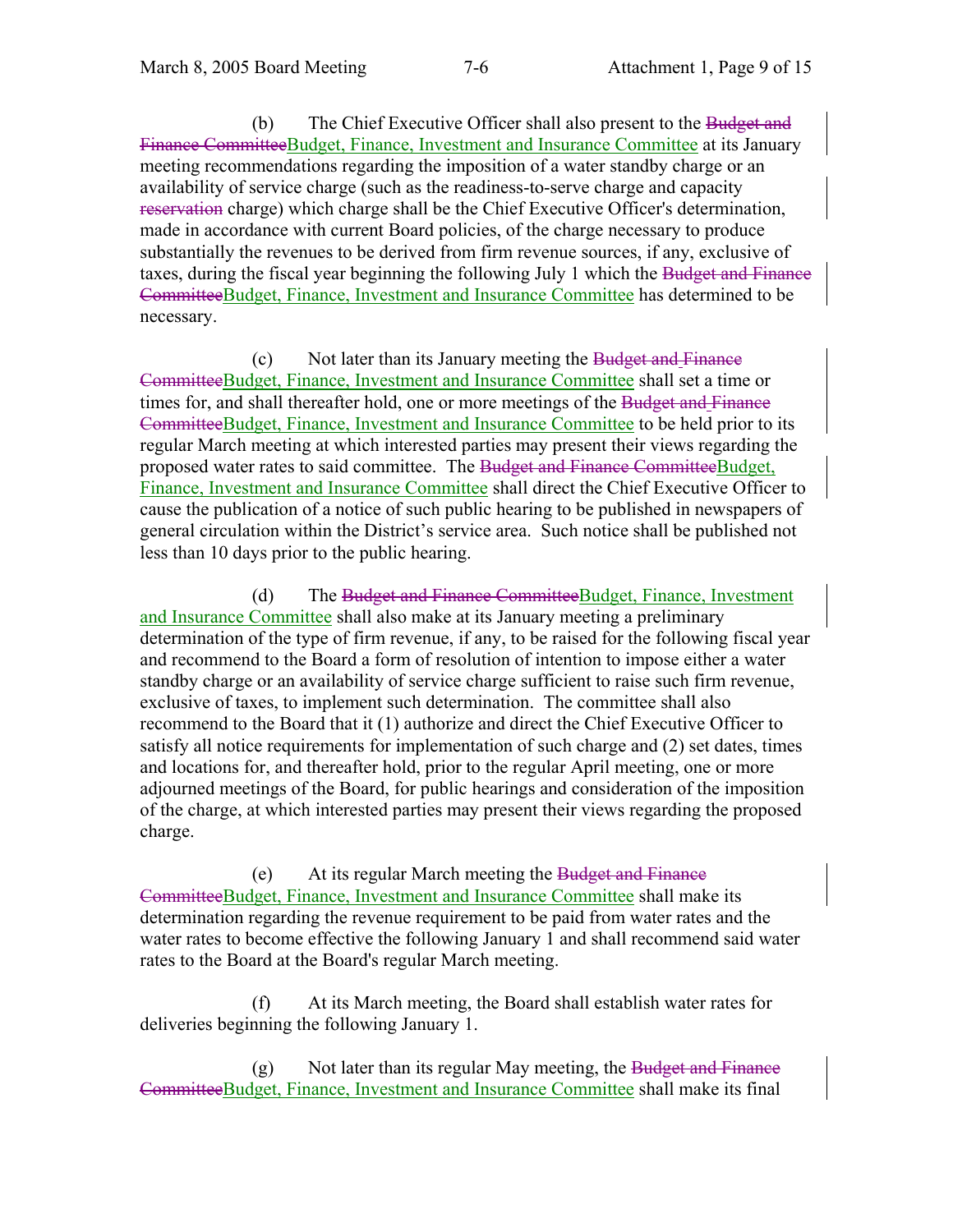(b) The Chief Executive Officer shall also present to the ~~Budget and Finance Committee~~<u>Budget, Finance, Investment and Insurance Committee</u> at its January meeting recommendations regarding the imposition of a water standby charge or an availability of service charge (such as the readiness-to-serve charge and capacity ~~reservation~~ charge) which charge shall be the Chief Executive Officer's determination, made in accordance with current Board policies, of the charge necessary to produce substantially the revenues to be derived from firm revenue sources, if any, exclusive of taxes, during the fiscal year beginning the following July 1 which the ~~Budget and Finance Committee~~<u>Budget, Finance, Investment and Insurance Committee</u> has determined to be necessary.

(c) Not later than its January meeting the ~~Budget and Finance Committee~~<u>Budget, Finance, Investment and Insurance Committee</u> shall set a time or times for, and shall thereafter hold, one or more meetings of the ~~Budget and Finance Committee~~<u>Budget, Finance, Investment and Insurance Committee</u> to be held prior to its regular March meeting at which interested parties may present their views regarding the proposed water rates to said committee. The ~~Budget and Finance Committee~~<u>Budget, Finance, Investment and Insurance Committee</u> shall direct the Chief Executive Officer to cause the publication of a notice of such public hearing to be published in newspapers of general circulation within the District's service area. Such notice shall be published not less than 10 days prior to the public hearing.

(d) The ~~Budget and Finance Committee~~<u>Budget, Finance, Investment and Insurance Committee</u> shall also make at its January meeting a preliminary determination of the type of firm revenue, if any, to be raised for the following fiscal year and recommend to the Board a form of resolution of intention to impose either a water standby charge or an availability of service charge sufficient to raise such firm revenue, exclusive of taxes, to implement such determination. The committee shall also recommend to the Board that it (1) authorize and direct the Chief Executive Officer to satisfy all notice requirements for implementation of such charge and (2) set dates, times and locations for, and thereafter hold, prior to the regular April meeting, one or more adjourned meetings of the Board, for public hearings and consideration of the imposition of the charge, at which interested parties may present their views regarding the proposed charge.

(e) At its regular March meeting the ~~Budget and Finance Committee~~<u>Budget, Finance, Investment and Insurance Committee</u> shall make its determination regarding the revenue requirement to be paid from water rates and the water rates to become effective the following January 1 and shall recommend said water rates to the Board at the Board's regular March meeting.

(f) At its March meeting, the Board shall establish water rates for deliveries beginning the following January 1.

(g) Not later than its regular May meeting, the ~~Budget and Finance Committee~~<u>Budget, Finance, Investment and Insurance Committee</u> shall make its final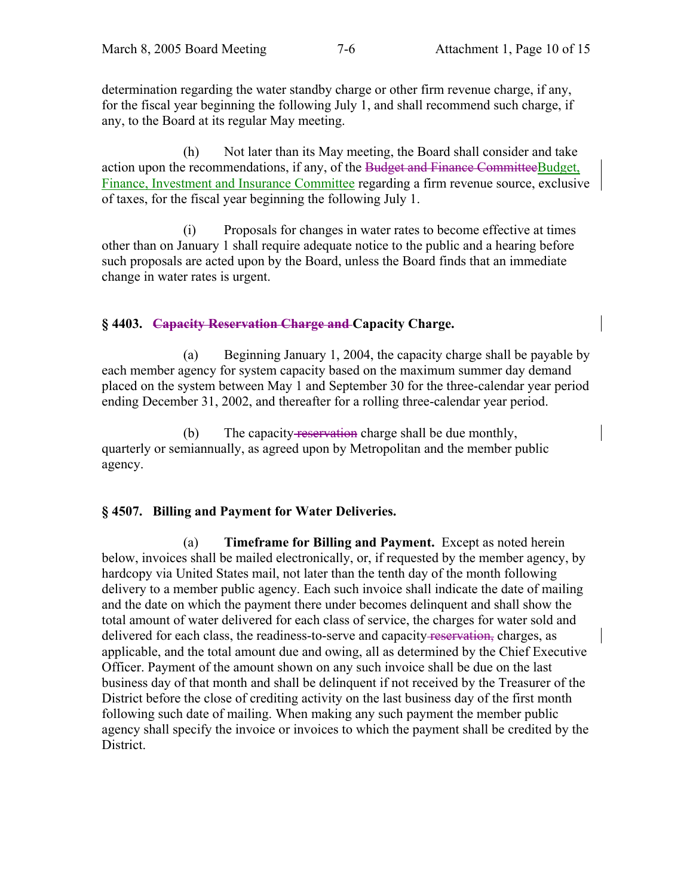determination regarding the water standby charge or other firm revenue charge, if any, for the fiscal year beginning the following July 1, and shall recommend such charge, if any, to the Board at its regular May meeting.

(h) Not later than its May meeting, the Board shall consider and take action upon the recommendations, if any, of the ~~Budget and Finance Committee~~Budget, Finance, Investment and Insurance Committee regarding a firm revenue source, exclusive of taxes, for the fiscal year beginning the following July 1.

(i) Proposals for changes in water rates to become effective at times other than on January 1 shall require adequate notice to the public and a hearing before such proposals are acted upon by the Board, unless the Board finds that an immediate change in water rates is urgent.

### § 4403. ~~Capacity Reservation Charge and~~ Capacity Charge.

(a) Beginning January 1, 2004, the capacity charge shall be payable by each member agency for system capacity based on the maximum summer day demand placed on the system between May 1 and September 30 for the three-calendar year period ending December 31, 2002, and thereafter for a rolling three-calendar year period.

(b) The capacity ~~reservation~~ charge shall be due monthly, quarterly or semiannually, as agreed upon by Metropolitan and the member public agency.

### § 4507. Billing and Payment for Water Deliveries.

(a) **Timeframe for Billing and Payment.** Except as noted herein below, invoices shall be mailed electronically, or, if requested by the member agency, by hardcopy via United States mail, not later than the tenth day of the month following delivery to a member public agency. Each such invoice shall indicate the date of mailing and the date on which the payment there under becomes delinquent and shall show the total amount of water delivered for each class of service, the charges for water sold and delivered for each class, the readiness-to-serve and capacity ~~reservation,~~ charges, as applicable, and the total amount due and owing, all as determined by the Chief Executive Officer. Payment of the amount shown on any such invoice shall be due on the last business day of that month and shall be delinquent if not received by the Treasurer of the District before the close of crediting activity on the last business day of the first month following such date of mailing. When making any such payment the member public agency shall specify the invoice or invoices to which the payment shall be credited by the District.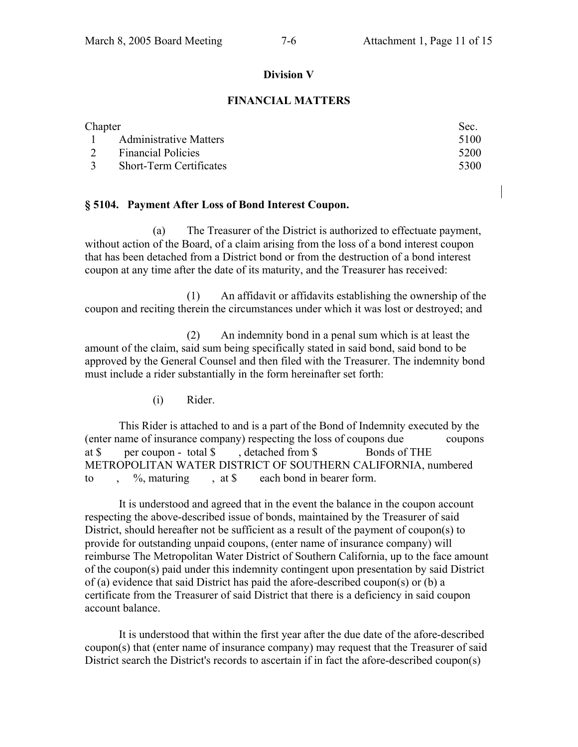## Division V

## FINANCIAL MATTERS

| Chapter | | Sec. |
|---|---|---|
| 1 | Administrative Matters | 5100 |
| 2 | Financial Policies | 5200 |
| 3 | Short-Term Certificates | 5300 |

### § 5104. Payment After Loss of Bond Interest Coupon.

(a) The Treasurer of the District is authorized to effectuate payment, without action of the Board, of a claim arising from the loss of a bond interest coupon that has been detached from a District bond or from the destruction of a bond interest coupon at any time after the date of its maturity, and the Treasurer has received:

(1) An affidavit or affidavits establishing the ownership of the coupon and reciting therein the circumstances under which it was lost or destroyed; and

(2) An indemnity bond in a penal sum which is at least the amount of the claim, said sum being specifically stated in said bond, said bond to be approved by the General Counsel and then filed with the Treasurer. The indemnity bond must include a rider substantially in the form hereinafter set forth:

(i) Rider.

This Rider is attached to and is a part of the Bond of Indemnity executed by the (enter name of insurance company) respecting the loss of coupons due coupons at $ per coupon - total $ , detached from $ Bonds of THE METROPOLITAN WATER DISTRICT OF SOUTHERN CALIFORNIA, numbered to , %, maturing , at $ each bond in bearer form.

It is understood and agreed that in the event the balance in the coupon account respecting the above-described issue of bonds, maintained by the Treasurer of said District, should hereafter not be sufficient as a result of the payment of coupon(s) to provide for outstanding unpaid coupons, (enter name of insurance company) will reimburse The Metropolitan Water District of Southern California, up to the face amount of the coupon(s) paid under this indemnity contingent upon presentation by said District of (a) evidence that said District has paid the afore-described coupon(s) or (b) a certificate from the Treasurer of said District that there is a deficiency in said coupon account balance.

It is understood that within the first year after the due date of the afore-described coupon(s) that (enter name of insurance company) may request that the Treasurer of said District search the District's records to ascertain if in fact the afore-described coupon(s)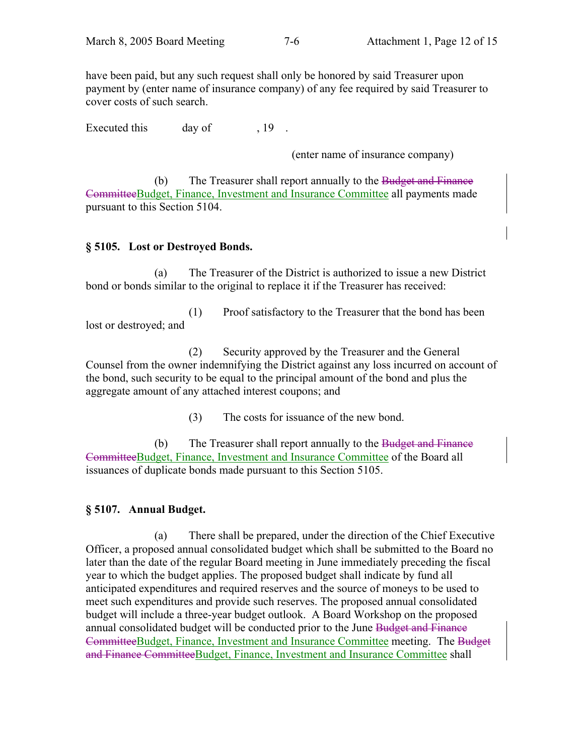have been paid, but any such request shall only be honored by said Treasurer upon payment by (enter name of insurance company) of any fee required by said Treasurer to cover costs of such search.

Executed this day of , 19 .

(enter name of insurance company)

(b) The Treasurer shall report annually to the ~~Budget and Finance Committee~~Budget, Finance, Investment and Insurance Committee all payments made pursuant to this Section 5104.

### § 5105. Lost or Destroyed Bonds.

(a) The Treasurer of the District is authorized to issue a new District bond or bonds similar to the original to replace it if the Treasurer has received:

(1) Proof satisfactory to the Treasurer that the bond has been lost or destroyed; and

(2) Security approved by the Treasurer and the General Counsel from the owner indemnifying the District against any loss incurred on account of the bond, such security to be equal to the principal amount of the bond and plus the aggregate amount of any attached interest coupons; and

(3) The costs for issuance of the new bond.

(b) The Treasurer shall report annually to the ~~Budget and Finance Committee~~Budget, Finance, Investment and Insurance Committee of the Board all issuances of duplicate bonds made pursuant to this Section 5105.

### § 5107. Annual Budget.

(a) There shall be prepared, under the direction of the Chief Executive Officer, a proposed annual consolidated budget which shall be submitted to the Board no later than the date of the regular Board meeting in June immediately preceding the fiscal year to which the budget applies. The proposed budget shall indicate by fund all anticipated expenditures and required reserves and the source of moneys to be used to meet such expenditures and provide such reserves. The proposed annual consolidated budget will include a three-year budget outlook. A Board Workshop on the proposed annual consolidated budget will be conducted prior to the June ~~Budget and Finance Committee~~Budget, Finance, Investment and Insurance Committee meeting. The ~~Budget and Finance Committee~~Budget, Finance, Investment and Insurance Committee shall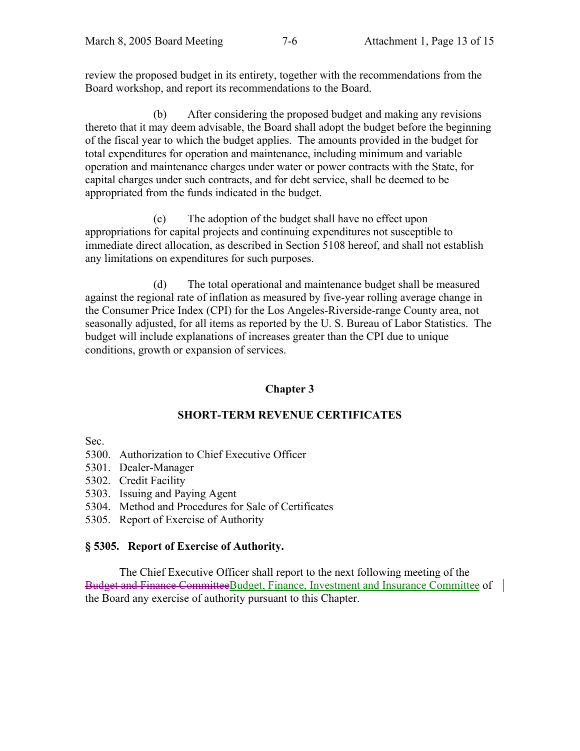review the proposed budget in its entirety, together with the recommendations from the Board workshop, and report its recommendations to the Board.

(b) After considering the proposed budget and making any revisions thereto that it may deem advisable, the Board shall adopt the budget before the beginning of the fiscal year to which the budget applies. The amounts provided in the budget for total expenditures for operation and maintenance, including minimum and variable operation and maintenance charges under water or power contracts with the State, for capital charges under such contracts, and for debt service, shall be deemed to be appropriated from the funds indicated in the budget.

(c) The adoption of the budget shall have no effect upon appropriations for capital projects and continuing expenditures not susceptible to immediate direct allocation, as described in Section 5108 hereof, and shall not establish any limitations on expenditures for such purposes.

(d) The total operational and maintenance budget shall be measured against the regional rate of inflation as measured by five-year rolling average change in the Consumer Price Index (CPI) for the Los Angeles-Riverside-range County area, not seasonally adjusted, for all items as reported by the U. S. Bureau of Labor Statistics. The budget will include explanations of increases greater than the CPI due to unique conditions, growth or expansion of services.

## Chapter 3

## SHORT-TERM REVENUE CERTIFICATES

Sec.
5300. Authorization to Chief Executive Officer
5301. Dealer-Manager
5302. Credit Facility
5303. Issuing and Paying Agent
5304. Method and Procedures for Sale of Certificates
5305. Report of Exercise of Authority

### § 5305. Report of Exercise of Authority.

The Chief Executive Officer shall report to the next following meeting of the ~~Budget and Finance Committee~~Budget, Finance, Investment and Insurance Committee of the Board any exercise of authority pursuant to this Chapter.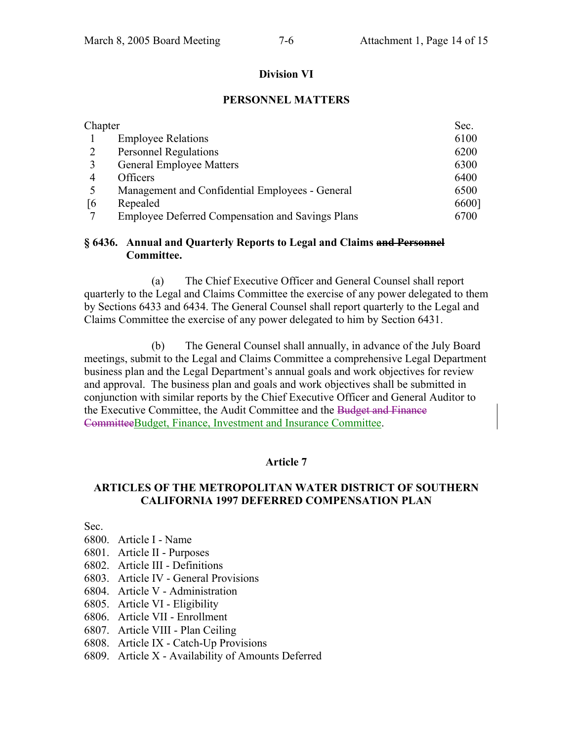## Division VI

## PERSONNEL MATTERS

| Chapter | | Sec. |
|---|---|---|
| 1 | Employee Relations | 6100 |
| 2 | Personnel Regulations | 6200 |
| 3 | General Employee Matters | 6300 |
| 4 | Officers | 6400 |
| 5 | Management and Confidential Employees - General | 6500 |
| [6 | Repealed | 6600] |
| 7 | Employee Deferred Compensation and Savings Plans | 6700 |

**§ 6436. Annual and Quarterly Reports to Legal and Claims ~~and Personnel~~ Committee.**

(a) The Chief Executive Officer and General Counsel shall report quarterly to the Legal and Claims Committee the exercise of any power delegated to them by Sections 6433 and 6434. The General Counsel shall report quarterly to the Legal and Claims Committee the exercise of any power delegated to him by Section 6431.

(b) The General Counsel shall annually, in advance of the July Board meetings, submit to the Legal and Claims Committee a comprehensive Legal Department business plan and the Legal Department's annual goals and work objectives for review and approval. The business plan and goals and work objectives shall be submitted in conjunction with similar reports by the Chief Executive Officer and General Auditor to the Executive Committee, the Audit Committee and the ~~Budget and Finance Committee~~Budget, Finance, Investment and Insurance Committee.

## Article 7

## ARTICLES OF THE METROPOLITAN WATER DISTRICT OF SOUTHERN CALIFORNIA 1997 DEFERRED COMPENSATION PLAN

Sec.
6800. Article I - Name
6801. Article II - Purposes
6802. Article III - Definitions
6803. Article IV - General Provisions
6804. Article V - Administration
6805. Article VI - Eligibility
6806. Article VII - Enrollment
6807. Article VIII - Plan Ceiling
6808. Article IX - Catch-Up Provisions
6809. Article X - Availability of Amounts Deferred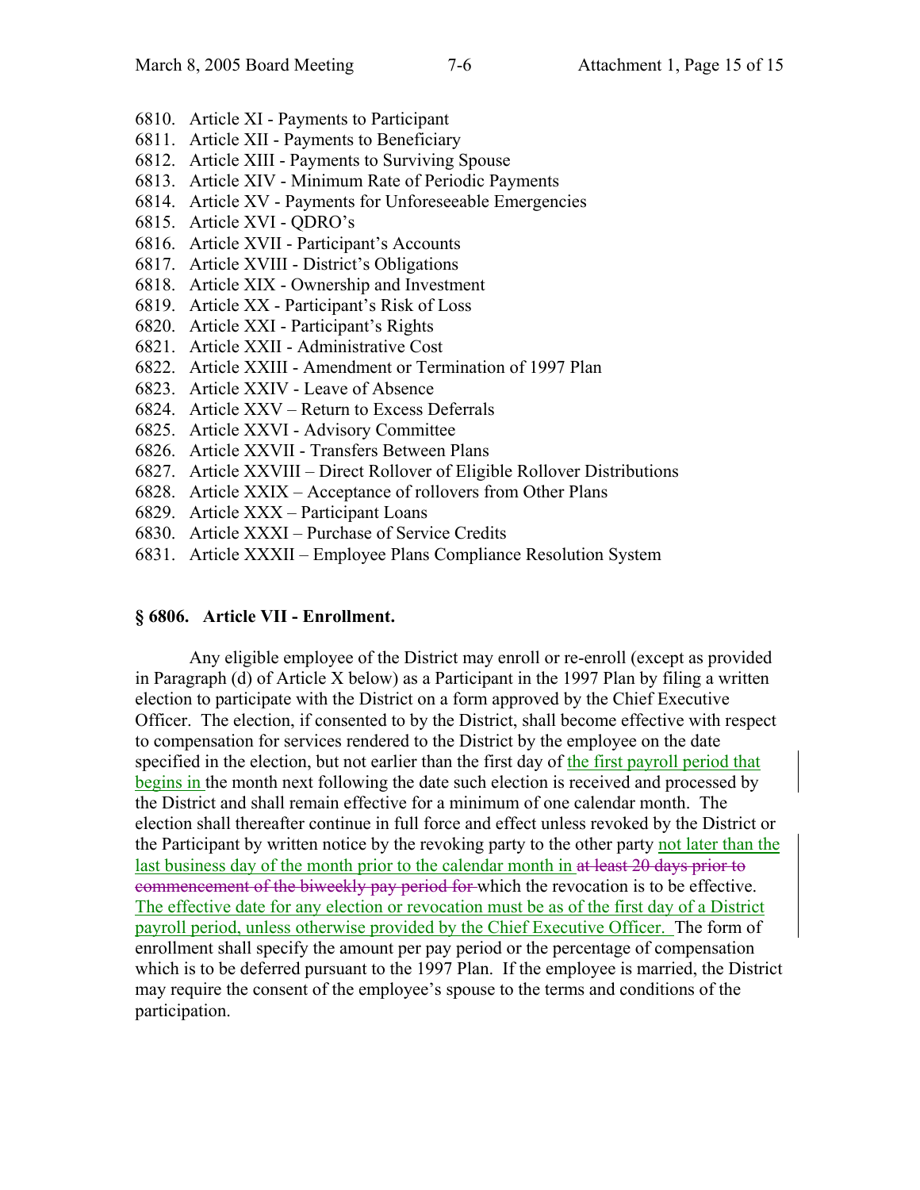6810. Article XI - Payments to Participant
6811. Article XII - Payments to Beneficiary
6812. Article XIII - Payments to Surviving Spouse
6813. Article XIV - Minimum Rate of Periodic Payments
6814. Article XV - Payments for Unforeseeable Emergencies
6815. Article XVI - QDRO's
6816. Article XVII - Participant's Accounts
6817. Article XVIII - District's Obligations
6818. Article XIX - Ownership and Investment
6819. Article XX - Participant's Risk of Loss
6820. Article XXI - Participant's Rights
6821. Article XXII - Administrative Cost
6822. Article XXIII - Amendment or Termination of 1997 Plan
6823. Article XXIV - Leave of Absence
6824. Article XXV – Return to Excess Deferrals
6825. Article XXVI - Advisory Committee
6826. Article XXVII - Transfers Between Plans
6827. Article XXVIII – Direct Rollover of Eligible Rollover Distributions
6828. Article XXIX – Acceptance of rollovers from Other Plans
6829. Article XXX – Participant Loans
6830. Article XXXI – Purchase of Service Credits
6831. Article XXXII – Employee Plans Compliance Resolution System

**§ 6806. Article VII - Enrollment.**

Any eligible employee of the District may enroll or re-enroll (except as provided in Paragraph (d) of Article X below) as a Participant in the 1997 Plan by filing a written election to participate with the District on a form approved by the Chief Executive Officer. The election, if consented to by the District, shall become effective with respect to compensation for services rendered to the District by the employee on the date specified in the election, but not earlier than the first day of the first payroll period that begins in the month next following the date such election is received and processed by the District and shall remain effective for a minimum of one calendar month. The election shall thereafter continue in full force and effect unless revoked by the District or the Participant by written notice by the revoking party to the other party not later than the last business day of the month prior to the calendar month in ~~at least 20 days prior to commencement of the biweekly pay period for~~ which the revocation is to be effective. The effective date for any election or revocation must be as of the first day of a District payroll period, unless otherwise provided by the Chief Executive Officer. The form of enrollment shall specify the amount per pay period or the percentage of compensation which is to be deferred pursuant to the 1997 Plan. If the employee is married, the District may require the consent of the employee's spouse to the terms and conditions of the participation.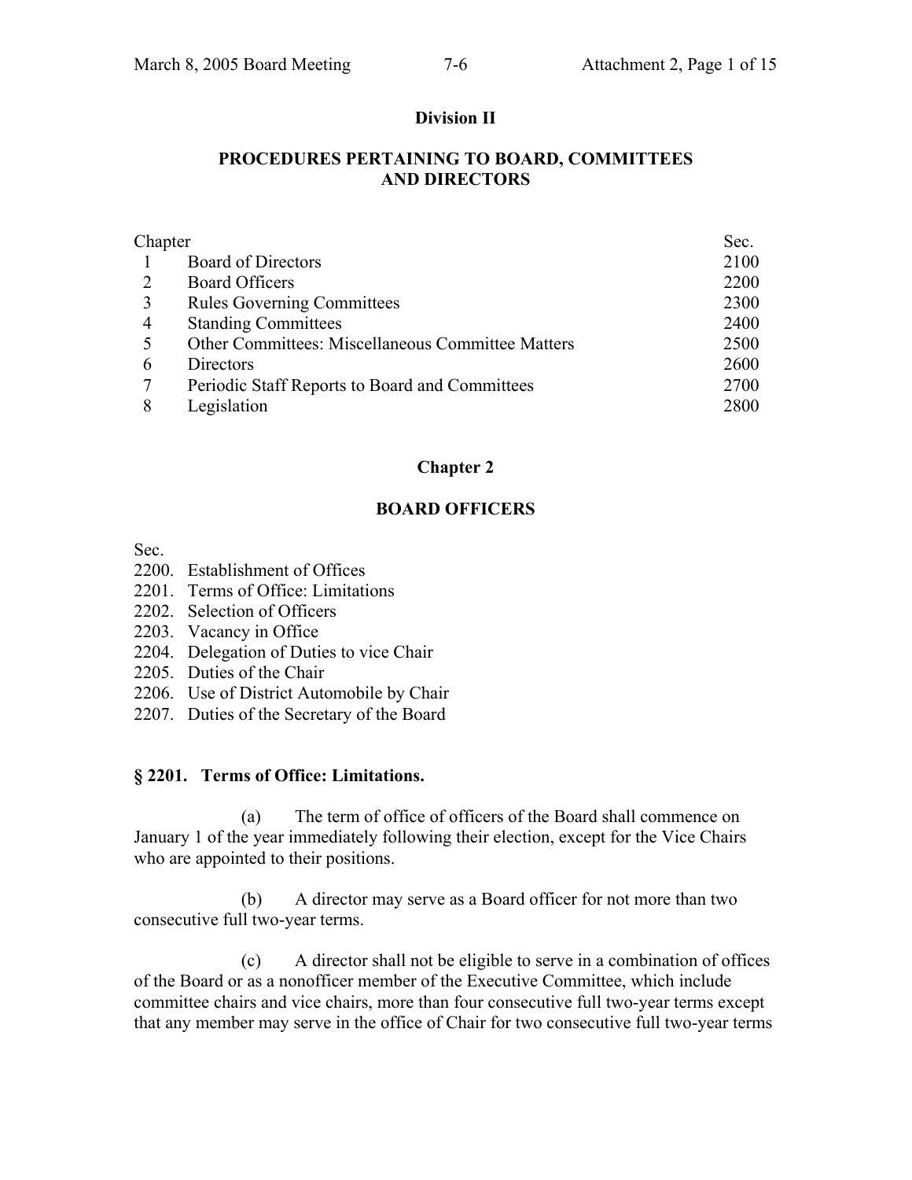**Division II**

**PROCEDURES PERTAINING TO BOARD, COMMITTEES AND DIRECTORS**

| Chapter | | Sec. |
|---|---|---|
| 1 | Board of Directors | 2100 |
| 2 | Board Officers | 2200 |
| 3 | Rules Governing Committees | 2300 |
| 4 | Standing Committees | 2400 |
| 5 | Other Committees: Miscellaneous Committee Matters | 2500 |
| 6 | Directors | 2600 |
| 7 | Periodic Staff Reports to Board and Committees | 2700 |
| 8 | Legislation | 2800 |

**Chapter 2**

**BOARD OFFICERS**

Sec.
2200. Establishment of Offices
2201. Terms of Office: Limitations
2202. Selection of Officers
2203. Vacancy in Office
2204. Delegation of Duties to vice Chair
2205. Duties of the Chair
2206. Use of District Automobile by Chair
2207. Duties of the Secretary of the Board

**§ 2201. Terms of Office: Limitations.**

(a) The term of office of officers of the Board shall commence on January 1 of the year immediately following their election, except for the Vice Chairs who are appointed to their positions.

(b) A director may serve as a Board officer for not more than two consecutive full two-year terms.

(c) A director shall not be eligible to serve in a combination of offices of the Board or as a nonofficer member of the Executive Committee, which include committee chairs and vice chairs, more than four consecutive full two-year terms except that any member may serve in the office of Chair for two consecutive full two-year terms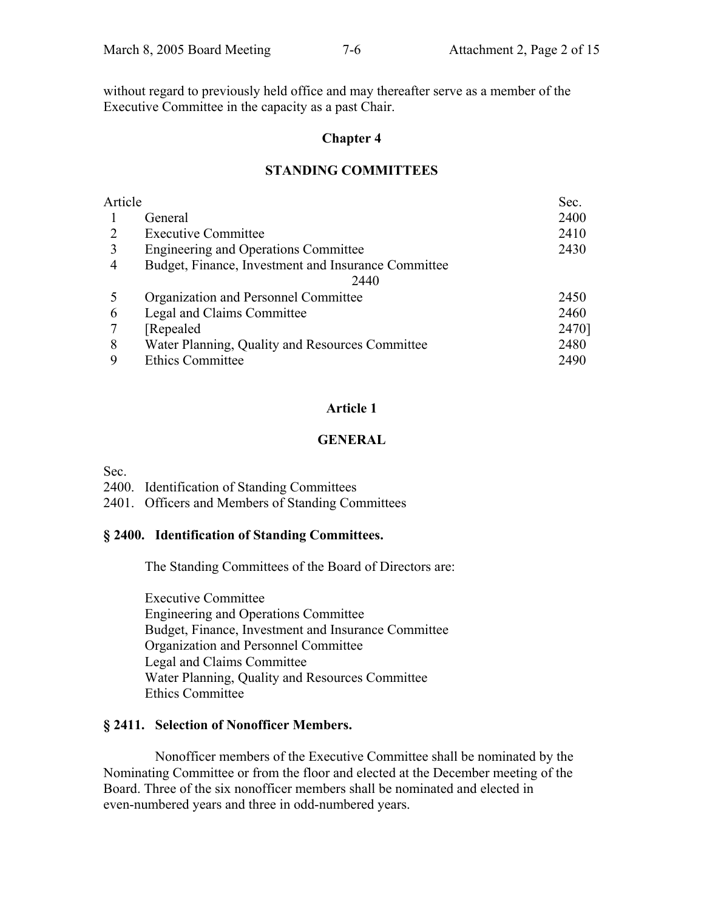without regard to previously held office and may thereafter serve as a member of the Executive Committee in the capacity as a past Chair.

## Chapter 4

## STANDING COMMITTEES

| Article | | Sec. |
|---|---|---|
| 1 | General | 2400 |
| 2 | Executive Committee | 2410 |
| 3 | Engineering and Operations Committee | 2430 |
| 4 | Budget, Finance, Investment and Insurance Committee | 2440 |
| 5 | Organization and Personnel Committee | 2450 |
| 6 | Legal and Claims Committee | 2460 |
| 7 | [Repealed | 2470] |
| 8 | Water Planning, Quality and Resources Committee | 2480 |
| 9 | Ethics Committee | 2490 |

### Article 1

### GENERAL

Sec.
2400. Identification of Standing Committees
2401. Officers and Members of Standing Committees

#### § 2400. Identification of Standing Committees.

The Standing Committees of the Board of Directors are:

Executive Committee
Engineering and Operations Committee
Budget, Finance, Investment and Insurance Committee
Organization and Personnel Committee
Legal and Claims Committee
Water Planning, Quality and Resources Committee
Ethics Committee

#### § 2411. Selection of Nonofficer Members.

Nonofficer members of the Executive Committee shall be nominated by the Nominating Committee or from the floor and elected at the December meeting of the Board. Three of the six nonofficer members shall be nominated and elected in even-numbered years and three in odd-numbered years.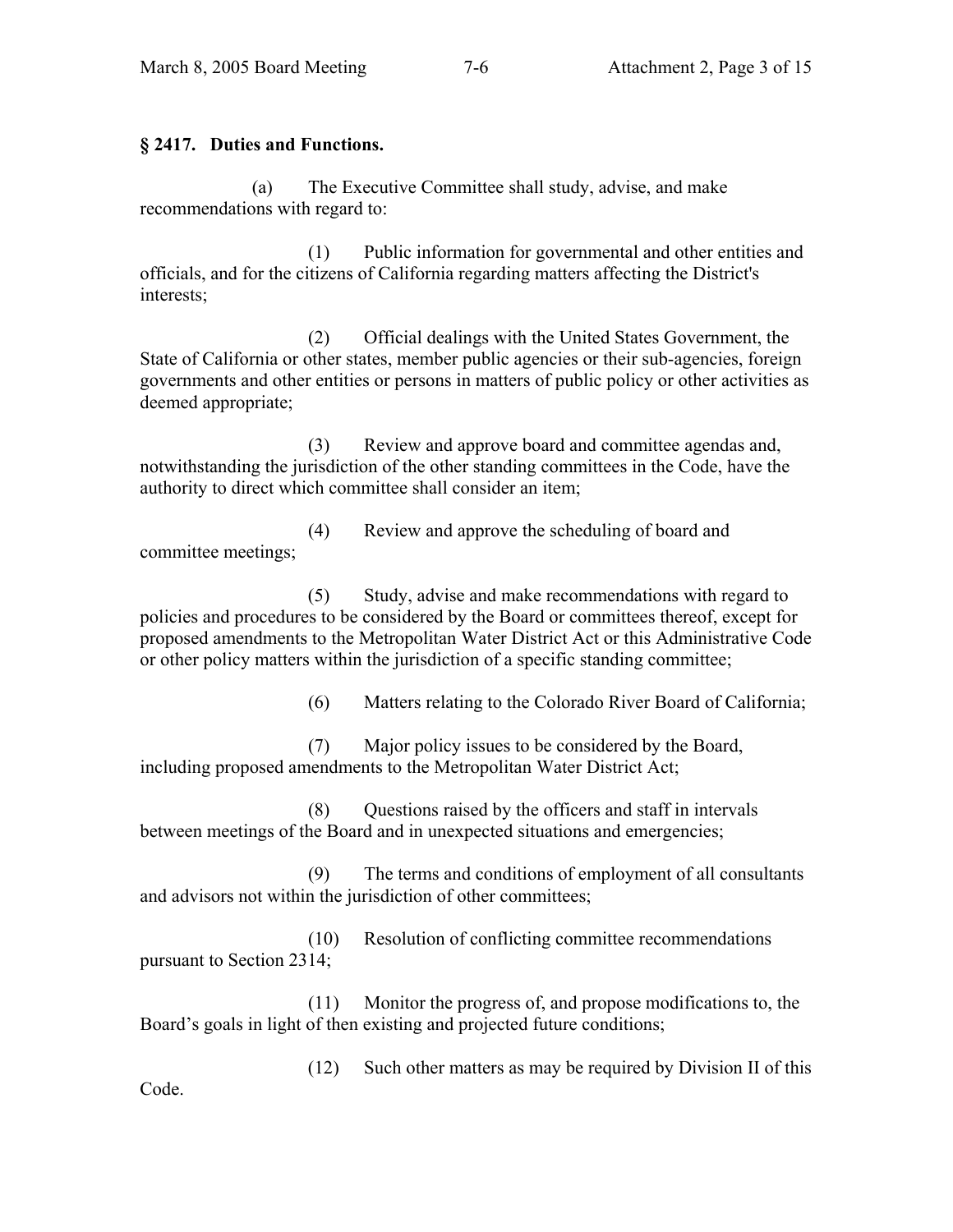**§ 2417. Duties and Functions.**

(a) The Executive Committee shall study, advise, and make recommendations with regard to:

(1) Public information for governmental and other entities and officials, and for the citizens of California regarding matters affecting the District's interests;

(2) Official dealings with the United States Government, the State of California or other states, member public agencies or their sub-agencies, foreign governments and other entities or persons in matters of public policy or other activities as deemed appropriate;

(3) Review and approve board and committee agendas and, notwithstanding the jurisdiction of the other standing committees in the Code, have the authority to direct which committee shall consider an item;

(4) Review and approve the scheduling of board and committee meetings;

(5) Study, advise and make recommendations with regard to policies and procedures to be considered by the Board or committees thereof, except for proposed amendments to the Metropolitan Water District Act or this Administrative Code or other policy matters within the jurisdiction of a specific standing committee;

(6) Matters relating to the Colorado River Board of California;

(7) Major policy issues to be considered by the Board, including proposed amendments to the Metropolitan Water District Act;

(8) Questions raised by the officers and staff in intervals between meetings of the Board and in unexpected situations and emergencies;

(9) The terms and conditions of employment of all consultants and advisors not within the jurisdiction of other committees;

(10) Resolution of conflicting committee recommendations pursuant to Section 2314;

(11) Monitor the progress of, and propose modifications to, the Board's goals in light of then existing and projected future conditions;

(12) Such other matters as may be required by Division II of this Code.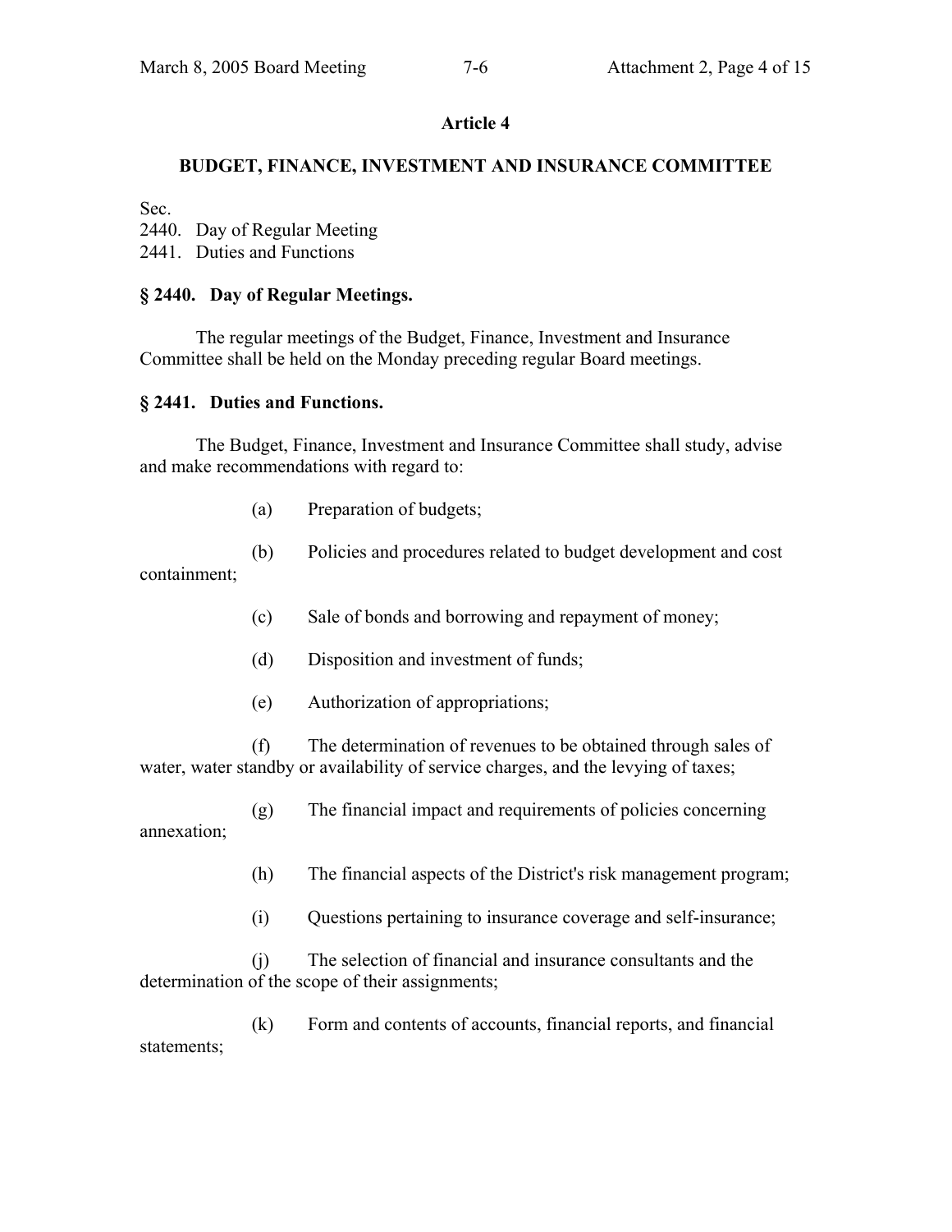## Article 4

### BUDGET, FINANCE, INVESTMENT AND INSURANCE COMMITTEE

Sec.
2440. Day of Regular Meeting
2441. Duties and Functions

### § 2440. Day of Regular Meetings.

The regular meetings of the Budget, Finance, Investment and Insurance Committee shall be held on the Monday preceding regular Board meetings.

### § 2441. Duties and Functions.

The Budget, Finance, Investment and Insurance Committee shall study, advise and make recommendations with regard to:

(a) Preparation of budgets;

(b) Policies and procedures related to budget development and cost containment;

(c) Sale of bonds and borrowing and repayment of money;

(d) Disposition and investment of funds;

(e) Authorization of appropriations;

(f) The determination of revenues to be obtained through sales of water, water standby or availability of service charges, and the levying of taxes;

(g) The financial impact and requirements of policies concerning annexation;

(h) The financial aspects of the District's risk management program;

(i) Questions pertaining to insurance coverage and self-insurance;

(j) The selection of financial and insurance consultants and the determination of the scope of their assignments;

(k) Form and contents of accounts, financial reports, and financial statements;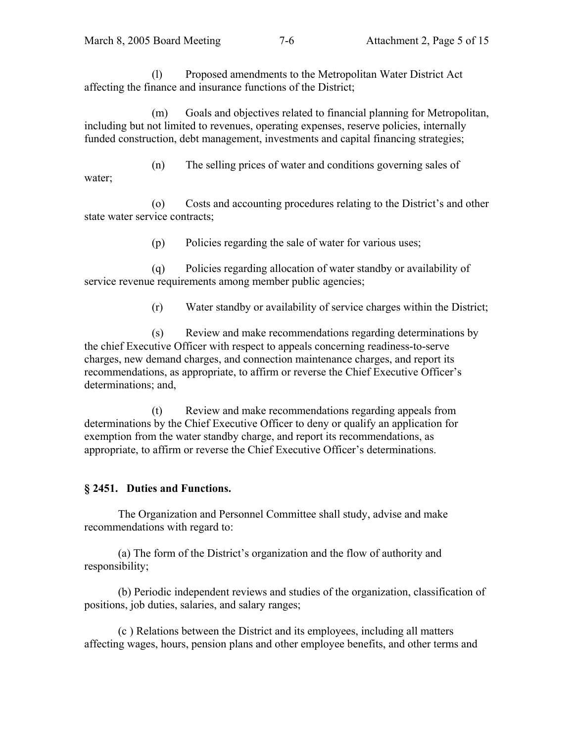(l) Proposed amendments to the Metropolitan Water District Act affecting the finance and insurance functions of the District;

(m) Goals and objectives related to financial planning for Metropolitan, including but not limited to revenues, operating expenses, reserve policies, internally funded construction, debt management, investments and capital financing strategies;

(n) The selling prices of water and conditions governing sales of water;

(o) Costs and accounting procedures relating to the District's and other state water service contracts;

(p) Policies regarding the sale of water for various uses;

(q) Policies regarding allocation of water standby or availability of service revenue requirements among member public agencies;

(r) Water standby or availability of service charges within the District;

(s) Review and make recommendations regarding determinations by the chief Executive Officer with respect to appeals concerning readiness-to-serve charges, new demand charges, and connection maintenance charges, and report its recommendations, as appropriate, to affirm or reverse the Chief Executive Officer's determinations; and,

(t) Review and make recommendations regarding appeals from determinations by the Chief Executive Officer to deny or qualify an application for exemption from the water standby charge, and report its recommendations, as appropriate, to affirm or reverse the Chief Executive Officer's determinations.

**§ 2451. Duties and Functions.**

The Organization and Personnel Committee shall study, advise and make recommendations with regard to:

(a) The form of the District's organization and the flow of authority and responsibility;

(b) Periodic independent reviews and studies of the organization, classification of positions, job duties, salaries, and salary ranges;

(c ) Relations between the District and its employees, including all matters affecting wages, hours, pension plans and other employee benefits, and other terms and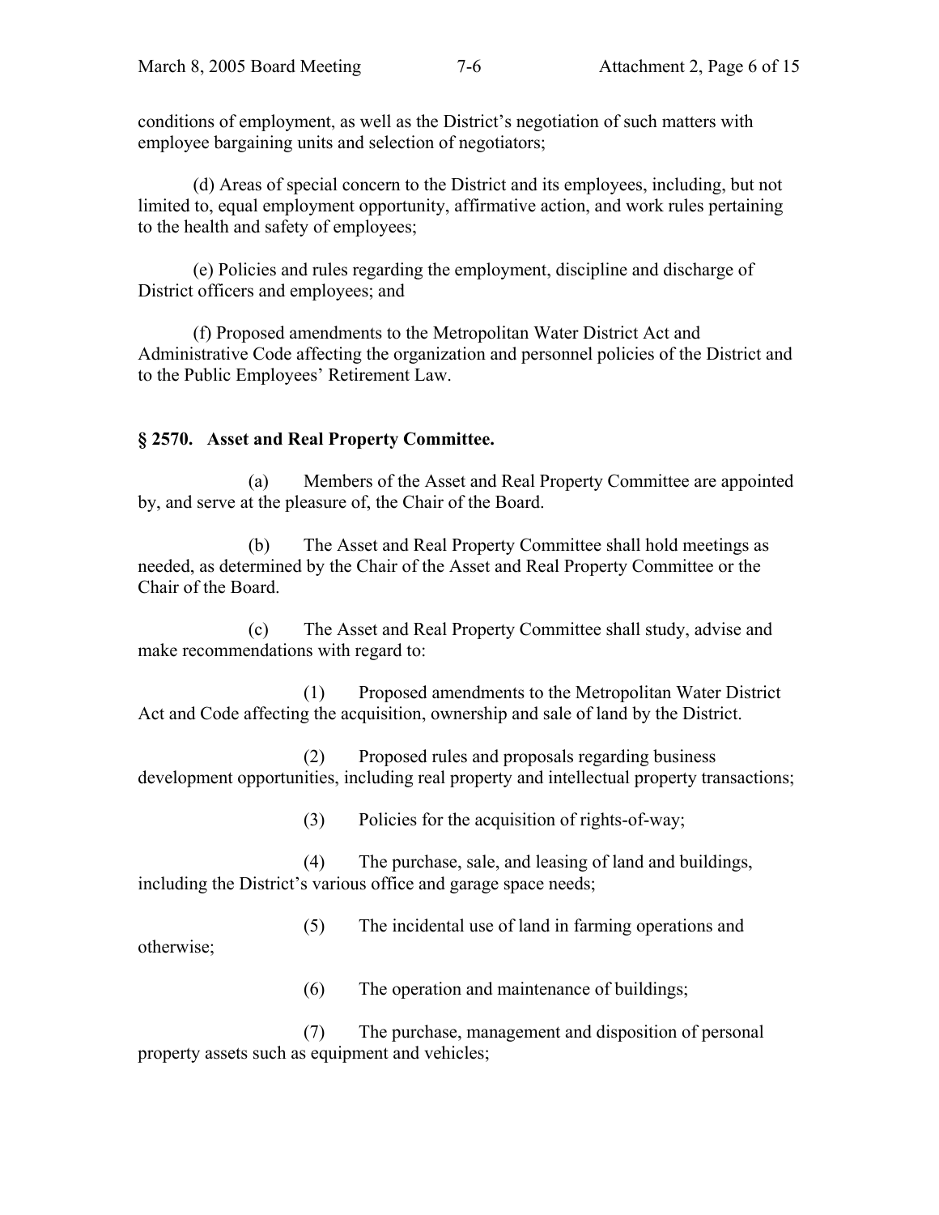conditions of employment, as well as the District's negotiation of such matters with employee bargaining units and selection of negotiators;

(d) Areas of special concern to the District and its employees, including, but not limited to, equal employment opportunity, affirmative action, and work rules pertaining to the health and safety of employees;

(e) Policies and rules regarding the employment, discipline and discharge of District officers and employees; and

(f) Proposed amendments to the Metropolitan Water District Act and Administrative Code affecting the organization and personnel policies of the District and to the Public Employees' Retirement Law.

**§ 2570. Asset and Real Property Committee.**

(a) Members of the Asset and Real Property Committee are appointed by, and serve at the pleasure of, the Chair of the Board.

(b) The Asset and Real Property Committee shall hold meetings as needed, as determined by the Chair of the Asset and Real Property Committee or the Chair of the Board.

(c) The Asset and Real Property Committee shall study, advise and make recommendations with regard to:

(1) Proposed amendments to the Metropolitan Water District Act and Code affecting the acquisition, ownership and sale of land by the District.

(2) Proposed rules and proposals regarding business development opportunities, including real property and intellectual property transactions;

(3) Policies for the acquisition of rights-of-way;

(4) The purchase, sale, and leasing of land and buildings, including the District's various office and garage space needs;

(5) The incidental use of land in farming operations and otherwise;

(6) The operation and maintenance of buildings;

(7) The purchase, management and disposition of personal property assets such as equipment and vehicles;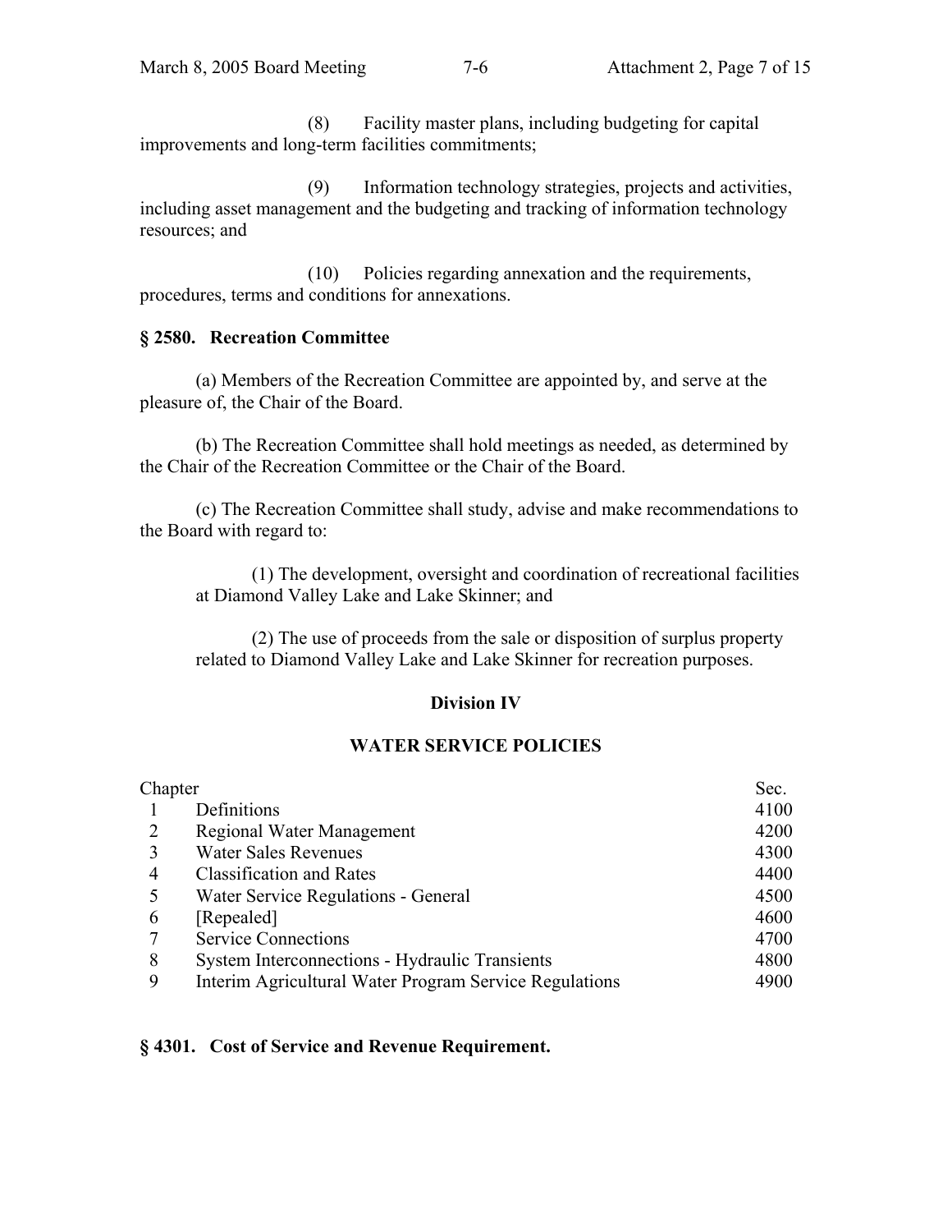(8) Facility master plans, including budgeting for capital improvements and long-term facilities commitments;

(9) Information technology strategies, projects and activities, including asset management and the budgeting and tracking of information technology resources; and

(10) Policies regarding annexation and the requirements, procedures, terms and conditions for annexations.

**§ 2580. Recreation Committee**

(a) Members of the Recreation Committee are appointed by, and serve at the pleasure of, the Chair of the Board.

(b) The Recreation Committee shall hold meetings as needed, as determined by the Chair of the Recreation Committee or the Chair of the Board.

(c) The Recreation Committee shall study, advise and make recommendations to the Board with regard to:

(1) The development, oversight and coordination of recreational facilities at Diamond Valley Lake and Lake Skinner; and

(2) The use of proceeds from the sale or disposition of surplus property related to Diamond Valley Lake and Lake Skinner for recreation purposes.

**Division IV**

**WATER SERVICE POLICIES**

| Chapter | | Sec. |
|---|---|---|
| 1 | Definitions | 4100 |
| 2 | Regional Water Management | 4200 |
| 3 | Water Sales Revenues | 4300 |
| 4 | Classification and Rates | 4400 |
| 5 | Water Service Regulations - General | 4500 |
| 6 | [Repealed] | 4600 |
| 7 | Service Connections | 4700 |
| 8 | System Interconnections - Hydraulic Transients | 4800 |
| 9 | Interim Agricultural Water Program Service Regulations | 4900 |

**§ 4301. Cost of Service and Revenue Requirement.**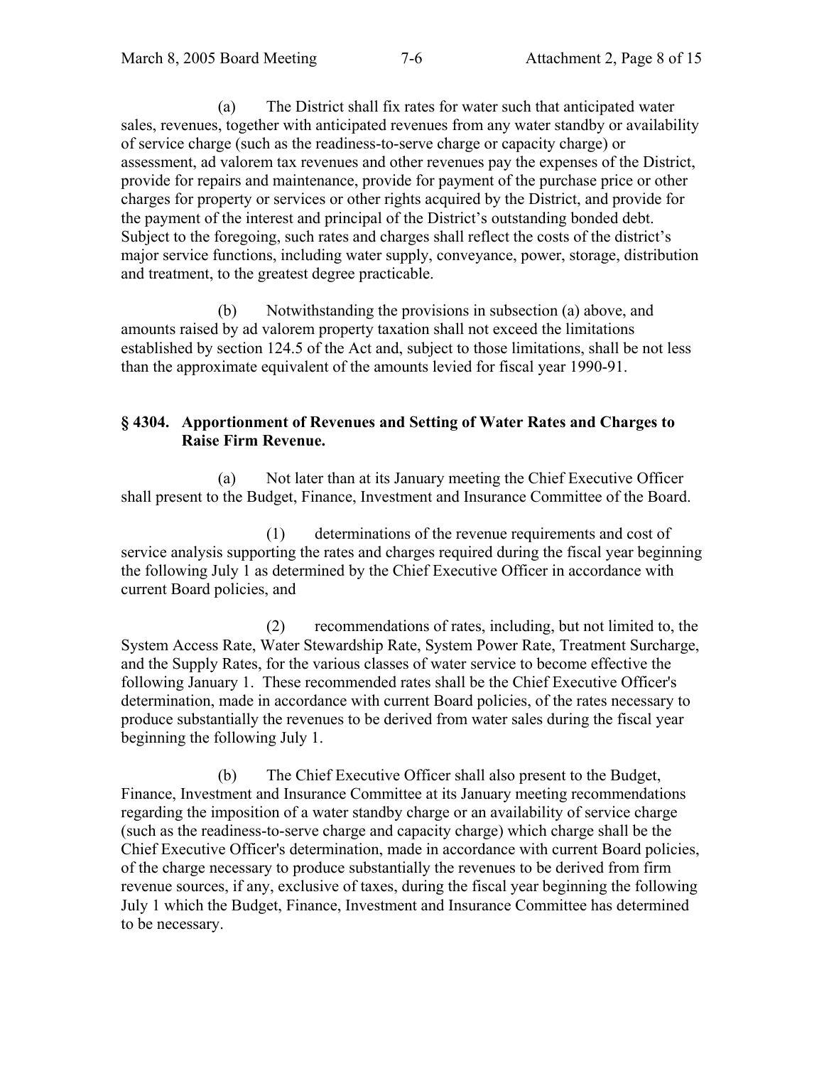(a) The District shall fix rates for water such that anticipated water sales, revenues, together with anticipated revenues from any water standby or availability of service charge (such as the readiness-to-serve charge or capacity charge) or assessment, ad valorem tax revenues and other revenues pay the expenses of the District, provide for repairs and maintenance, provide for payment of the purchase price or other charges for property or services or other rights acquired by the District, and provide for the payment of the interest and principal of the District's outstanding bonded debt. Subject to the foregoing, such rates and charges shall reflect the costs of the district's major service functions, including water supply, conveyance, power, storage, distribution and treatment, to the greatest degree practicable.

(b) Notwithstanding the provisions in subsection (a) above, and amounts raised by ad valorem property taxation shall not exceed the limitations established by section 124.5 of the Act and, subject to those limitations, shall be not less than the approximate equivalent of the amounts levied for fiscal year 1990-91.

### § 4304. Apportionment of Revenues and Setting of Water Rates and Charges to Raise Firm Revenue.

(a) Not later than at its January meeting the Chief Executive Officer shall present to the Budget, Finance, Investment and Insurance Committee of the Board.

(1) determinations of the revenue requirements and cost of service analysis supporting the rates and charges required during the fiscal year beginning the following July 1 as determined by the Chief Executive Officer in accordance with current Board policies, and

(2) recommendations of rates, including, but not limited to, the System Access Rate, Water Stewardship Rate, System Power Rate, Treatment Surcharge, and the Supply Rates, for the various classes of water service to become effective the following January 1. These recommended rates shall be the Chief Executive Officer's determination, made in accordance with current Board policies, of the rates necessary to produce substantially the revenues to be derived from water sales during the fiscal year beginning the following July 1.

(b) The Chief Executive Officer shall also present to the Budget, Finance, Investment and Insurance Committee at its January meeting recommendations regarding the imposition of a water standby charge or an availability of service charge (such as the readiness-to-serve charge and capacity charge) which charge shall be the Chief Executive Officer's determination, made in accordance with current Board policies, of the charge necessary to produce substantially the revenues to be derived from firm revenue sources, if any, exclusive of taxes, during the fiscal year beginning the following July 1 which the Budget, Finance, Investment and Insurance Committee has determined to be necessary.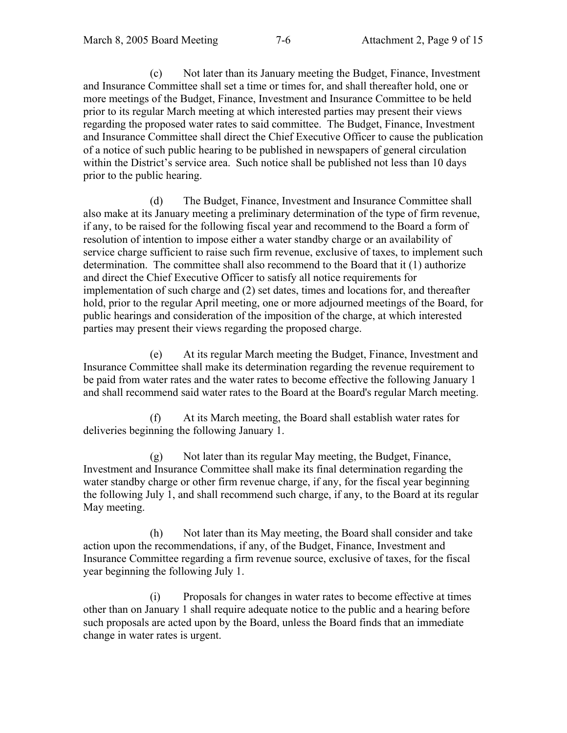(c) Not later than its January meeting the Budget, Finance, Investment and Insurance Committee shall set a time or times for, and shall thereafter hold, one or more meetings of the Budget, Finance, Investment and Insurance Committee to be held prior to its regular March meeting at which interested parties may present their views regarding the proposed water rates to said committee. The Budget, Finance, Investment and Insurance Committee shall direct the Chief Executive Officer to cause the publication of a notice of such public hearing to be published in newspapers of general circulation within the District's service area. Such notice shall be published not less than 10 days prior to the public hearing.

(d) The Budget, Finance, Investment and Insurance Committee shall also make at its January meeting a preliminary determination of the type of firm revenue, if any, to be raised for the following fiscal year and recommend to the Board a form of resolution of intention to impose either a water standby charge or an availability of service charge sufficient to raise such firm revenue, exclusive of taxes, to implement such determination. The committee shall also recommend to the Board that it (1) authorize and direct the Chief Executive Officer to satisfy all notice requirements for implementation of such charge and (2) set dates, times and locations for, and thereafter hold, prior to the regular April meeting, one or more adjourned meetings of the Board, for public hearings and consideration of the imposition of the charge, at which interested parties may present their views regarding the proposed charge.

(e) At its regular March meeting the Budget, Finance, Investment and Insurance Committee shall make its determination regarding the revenue requirement to be paid from water rates and the water rates to become effective the following January 1 and shall recommend said water rates to the Board at the Board's regular March meeting.

(f) At its March meeting, the Board shall establish water rates for deliveries beginning the following January 1.

(g) Not later than its regular May meeting, the Budget, Finance, Investment and Insurance Committee shall make its final determination regarding the water standby charge or other firm revenue charge, if any, for the fiscal year beginning the following July 1, and shall recommend such charge, if any, to the Board at its regular May meeting.

(h) Not later than its May meeting, the Board shall consider and take action upon the recommendations, if any, of the Budget, Finance, Investment and Insurance Committee regarding a firm revenue source, exclusive of taxes, for the fiscal year beginning the following July 1.

(i) Proposals for changes in water rates to become effective at times other than on January 1 shall require adequate notice to the public and a hearing before such proposals are acted upon by the Board, unless the Board finds that an immediate change in water rates is urgent.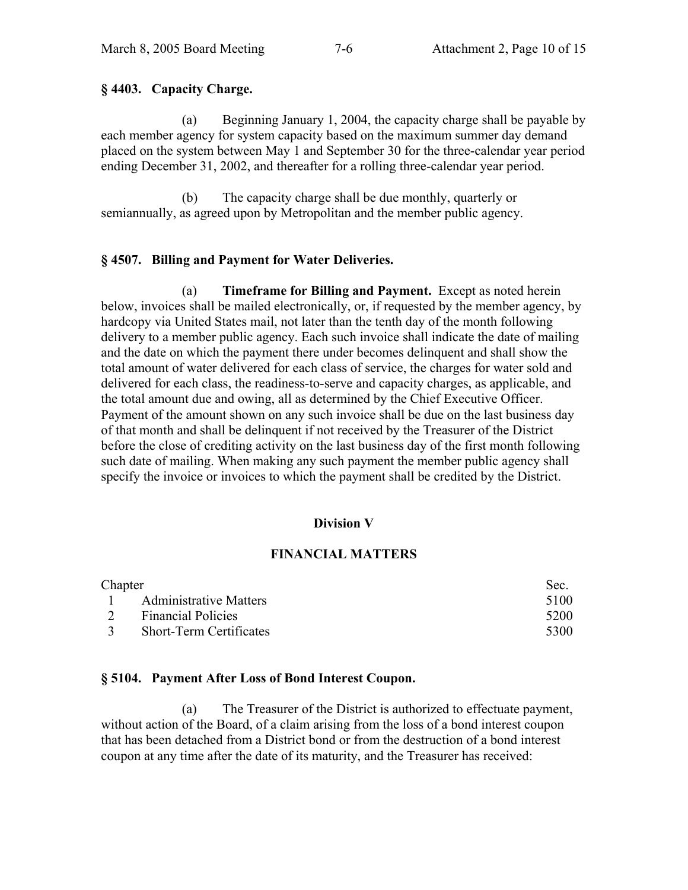### § 4403. Capacity Charge.

(a) Beginning January 1, 2004, the capacity charge shall be payable by each member agency for system capacity based on the maximum summer day demand placed on the system between May 1 and September 30 for the three-calendar year period ending December 31, 2002, and thereafter for a rolling three-calendar year period.

(b) The capacity charge shall be due monthly, quarterly or semiannually, as agreed upon by Metropolitan and the member public agency.

### § 4507. Billing and Payment for Water Deliveries.

(a) **Timeframe for Billing and Payment.** Except as noted herein below, invoices shall be mailed electronically, or, if requested by the member agency, by hardcopy via United States mail, not later than the tenth day of the month following delivery to a member public agency. Each such invoice shall indicate the date of mailing and the date on which the payment there under becomes delinquent and shall show the total amount of water delivered for each class of service, the charges for water sold and delivered for each class, the readiness-to-serve and capacity charges, as applicable, and the total amount due and owing, all as determined by the Chief Executive Officer. Payment of the amount shown on any such invoice shall be due on the last business day of that month and shall be delinquent if not received by the Treasurer of the District before the close of crediting activity on the last business day of the first month following such date of mailing. When making any such payment the member public agency shall specify the invoice or invoices to which the payment shall be credited by the District.

## Division V

## FINANCIAL MATTERS

| Chapter | | Sec. |
|---|---|---|
| 1 | Administrative Matters | 5100 |
| 2 | Financial Policies | 5200 |
| 3 | Short-Term Certificates | 5300 |

### § 5104. Payment After Loss of Bond Interest Coupon.

(a) The Treasurer of the District is authorized to effectuate payment, without action of the Board, of a claim arising from the loss of a bond interest coupon that has been detached from a District bond or from the destruction of a bond interest coupon at any time after the date of its maturity, and the Treasurer has received: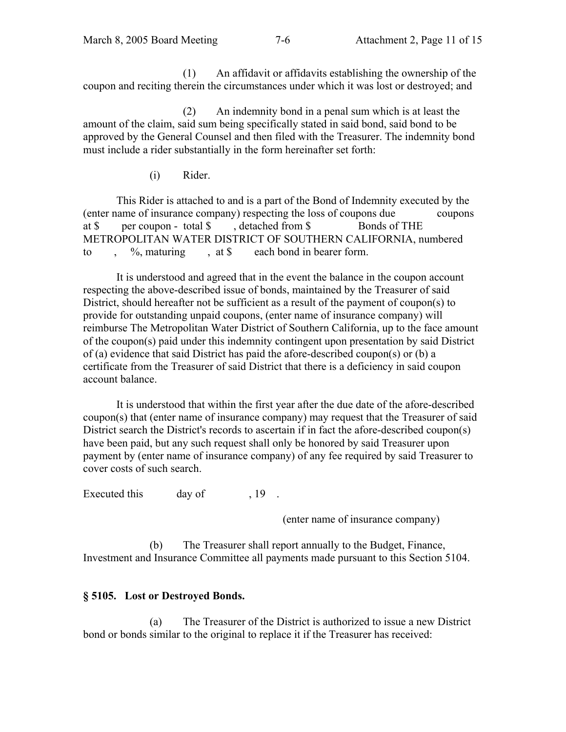(1) An affidavit or affidavits establishing the ownership of the coupon and reciting therein the circumstances under which it was lost or destroyed; and

(2) An indemnity bond in a penal sum which is at least the amount of the claim, said sum being specifically stated in said bond, said bond to be approved by the General Counsel and then filed with the Treasurer. The indemnity bond must include a rider substantially in the form hereinafter set forth:

(i) Rider.

This Rider is attached to and is a part of the Bond of Indemnity executed by the (enter name of insurance company) respecting the loss of coupons due coupons at $ per coupon - total $ , detached from $ Bonds of THE METROPOLITAN WATER DISTRICT OF SOUTHERN CALIFORNIA, numbered to , %, maturing , at $ each bond in bearer form.

It is understood and agreed that in the event the balance in the coupon account respecting the above-described issue of bonds, maintained by the Treasurer of said District, should hereafter not be sufficient as a result of the payment of coupon(s) to provide for outstanding unpaid coupons, (enter name of insurance company) will reimburse The Metropolitan Water District of Southern California, up to the face amount of the coupon(s) paid under this indemnity contingent upon presentation by said District of (a) evidence that said District has paid the afore-described coupon(s) or (b) a certificate from the Treasurer of said District that there is a deficiency in said coupon account balance.

It is understood that within the first year after the due date of the afore-described coupon(s) that (enter name of insurance company) may request that the Treasurer of said District search the District's records to ascertain if in fact the afore-described coupon(s) have been paid, but any such request shall only be honored by said Treasurer upon payment by (enter name of insurance company) of any fee required by said Treasurer to cover costs of such search.

Executed this day of , 19 .

(enter name of insurance company)

(b) The Treasurer shall report annually to the Budget, Finance, Investment and Insurance Committee all payments made pursuant to this Section 5104.

### § 5105. Lost or Destroyed Bonds.

(a) The Treasurer of the District is authorized to issue a new District bond or bonds similar to the original to replace it if the Treasurer has received: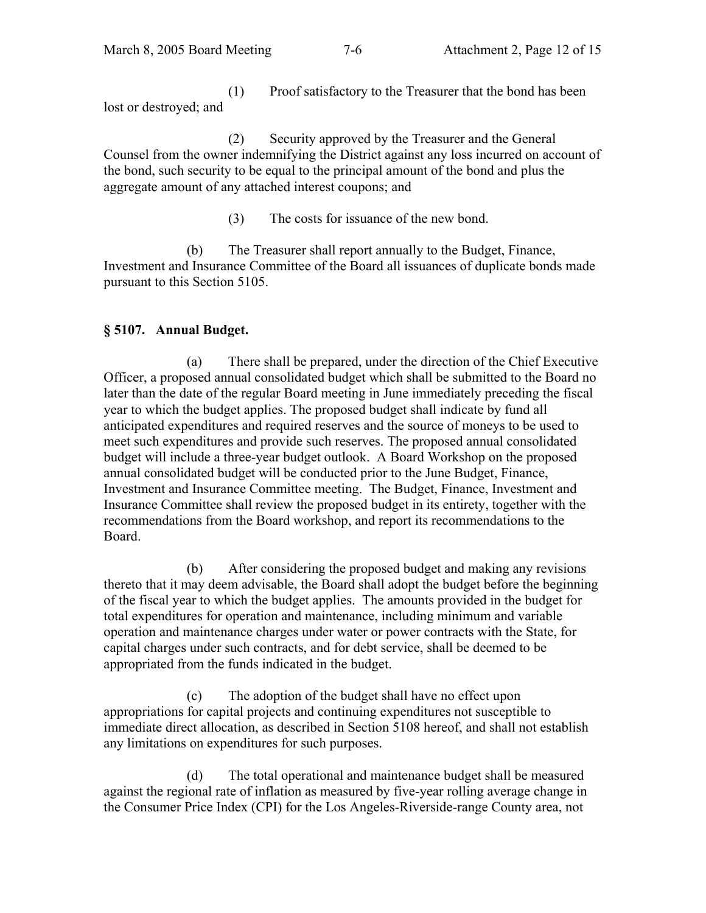(1) Proof satisfactory to the Treasurer that the bond has been lost or destroyed; and

(2) Security approved by the Treasurer and the General Counsel from the owner indemnifying the District against any loss incurred on account of the bond, such security to be equal to the principal amount of the bond and plus the aggregate amount of any attached interest coupons; and

(3) The costs for issuance of the new bond.

(b) The Treasurer shall report annually to the Budget, Finance, Investment and Insurance Committee of the Board all issuances of duplicate bonds made pursuant to this Section 5105.

### § 5107. Annual Budget.

(a) There shall be prepared, under the direction of the Chief Executive Officer, a proposed annual consolidated budget which shall be submitted to the Board no later than the date of the regular Board meeting in June immediately preceding the fiscal year to which the budget applies. The proposed budget shall indicate by fund all anticipated expenditures and required reserves and the source of moneys to be used to meet such expenditures and provide such reserves. The proposed annual consolidated budget will include a three-year budget outlook. A Board Workshop on the proposed annual consolidated budget will be conducted prior to the June Budget, Finance, Investment and Insurance Committee meeting. The Budget, Finance, Investment and Insurance Committee shall review the proposed budget in its entirety, together with the recommendations from the Board workshop, and report its recommendations to the Board.

(b) After considering the proposed budget and making any revisions thereto that it may deem advisable, the Board shall adopt the budget before the beginning of the fiscal year to which the budget applies. The amounts provided in the budget for total expenditures for operation and maintenance, including minimum and variable operation and maintenance charges under water or power contracts with the State, for capital charges under such contracts, and for debt service, shall be deemed to be appropriated from the funds indicated in the budget.

(c) The adoption of the budget shall have no effect upon appropriations for capital projects and continuing expenditures not susceptible to immediate direct allocation, as described in Section 5108 hereof, and shall not establish any limitations on expenditures for such purposes.

(d) The total operational and maintenance budget shall be measured against the regional rate of inflation as measured by five-year rolling average change in the Consumer Price Index (CPI) for the Los Angeles-Riverside-range County area, not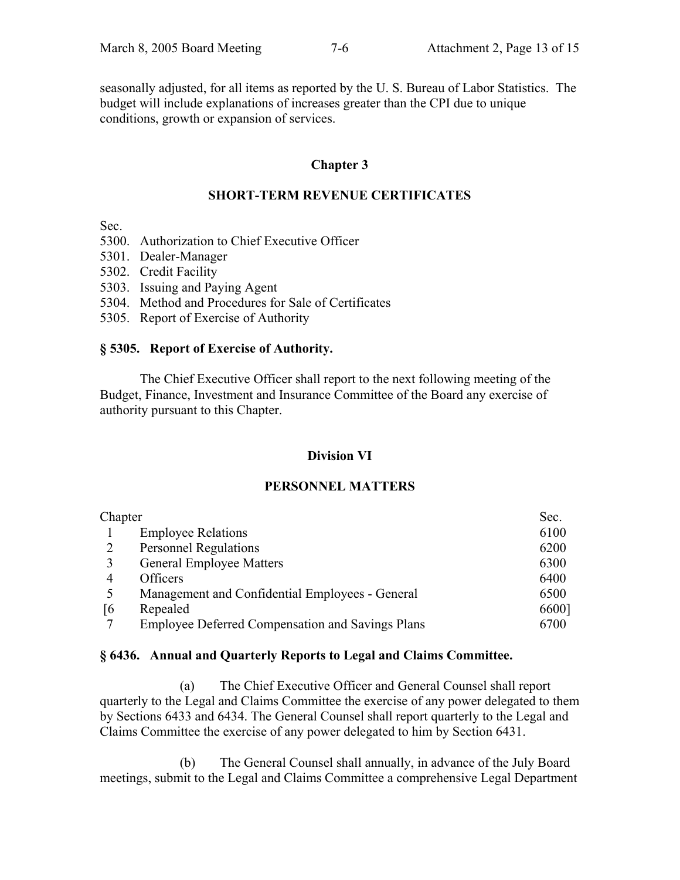seasonally adjusted, for all items as reported by the U. S. Bureau of Labor Statistics. The budget will include explanations of increases greater than the CPI due to unique conditions, growth or expansion of services.

## Chapter 3

## SHORT-TERM REVENUE CERTIFICATES

Sec.
5300. Authorization to Chief Executive Officer
5301. Dealer-Manager
5302. Credit Facility
5303. Issuing and Paying Agent
5304. Method and Procedures for Sale of Certificates
5305. Report of Exercise of Authority

### § 5305. Report of Exercise of Authority.

The Chief Executive Officer shall report to the next following meeting of the Budget, Finance, Investment and Insurance Committee of the Board any exercise of authority pursuant to this Chapter.

## Division VI

## PERSONNEL MATTERS

| Chapter | | Sec. |
|---|---|---|
| 1 | Employee Relations | 6100 |
| 2 | Personnel Regulations | 6200 |
| 3 | General Employee Matters | 6300 |
| 4 | Officers | 6400 |
| 5 | Management and Confidential Employees - General | 6500 |
| [6 | Repealed | 6600] |
| 7 | Employee Deferred Compensation and Savings Plans | 6700 |

### § 6436. Annual and Quarterly Reports to Legal and Claims Committee.

(a) The Chief Executive Officer and General Counsel shall report quarterly to the Legal and Claims Committee the exercise of any power delegated to them by Sections 6433 and 6434. The General Counsel shall report quarterly to the Legal and Claims Committee the exercise of any power delegated to him by Section 6431.

(b) The General Counsel shall annually, in advance of the July Board meetings, submit to the Legal and Claims Committee a comprehensive Legal Department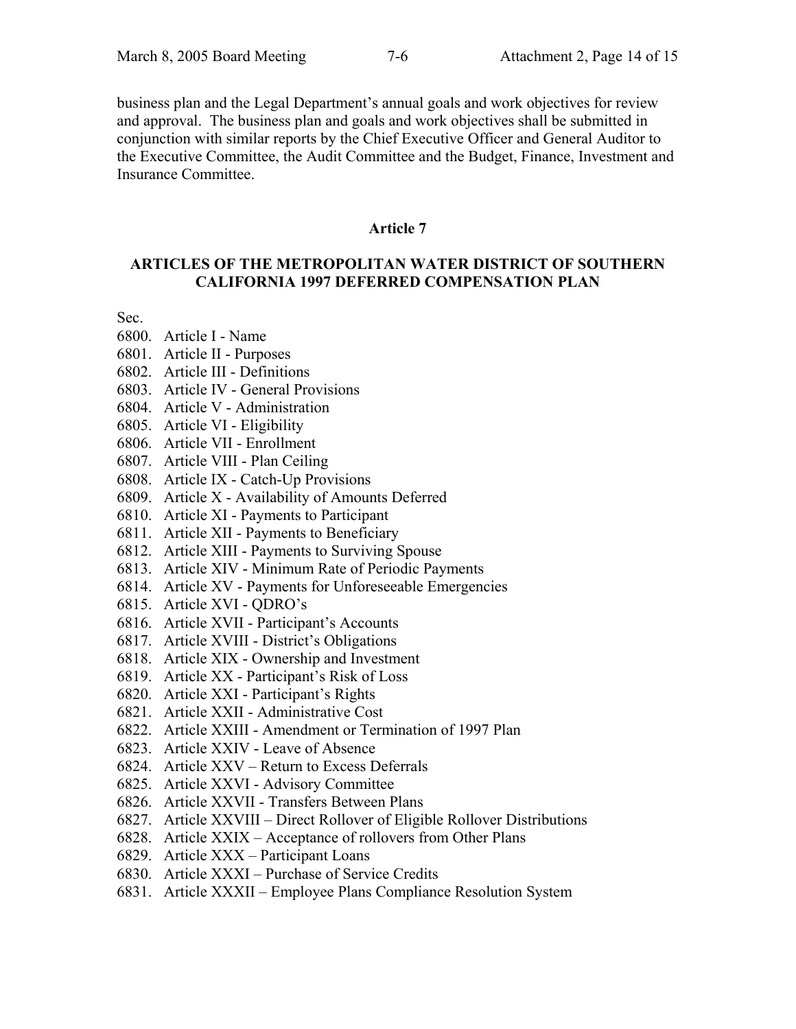business plan and the Legal Department's annual goals and work objectives for review and approval. The business plan and goals and work objectives shall be submitted in conjunction with similar reports by the Chief Executive Officer and General Auditor to the Executive Committee, the Audit Committee and the Budget, Finance, Investment and Insurance Committee.

## Article 7

### ARTICLES OF THE METROPOLITAN WATER DISTRICT OF SOUTHERN CALIFORNIA 1997 DEFERRED COMPENSATION PLAN

Sec.

6800. Article I - Name
6801. Article II - Purposes
6802. Article III - Definitions
6803. Article IV - General Provisions
6804. Article V - Administration
6805. Article VI - Eligibility
6806. Article VII - Enrollment
6807. Article VIII - Plan Ceiling
6808. Article IX - Catch-Up Provisions
6809. Article X - Availability of Amounts Deferred
6810. Article XI - Payments to Participant
6811. Article XII - Payments to Beneficiary
6812. Article XIII - Payments to Surviving Spouse
6813. Article XIV - Minimum Rate of Periodic Payments
6814. Article XV - Payments for Unforeseeable Emergencies
6815. Article XVI - QDRO's
6816. Article XVII - Participant's Accounts
6817. Article XVIII - District's Obligations
6818. Article XIX - Ownership and Investment
6819. Article XX - Participant's Risk of Loss
6820. Article XXI - Participant's Rights
6821. Article XXII - Administrative Cost
6822. Article XXIII - Amendment or Termination of 1997 Plan
6823. Article XXIV - Leave of Absence
6824. Article XXV – Return to Excess Deferrals
6825. Article XXVI - Advisory Committee
6826. Article XXVII - Transfers Between Plans
6827. Article XXVIII – Direct Rollover of Eligible Rollover Distributions
6828. Article XXIX – Acceptance of rollovers from Other Plans
6829. Article XXX – Participant Loans
6830. Article XXXI – Purchase of Service Credits
6831. Article XXXII – Employee Plans Compliance Resolution System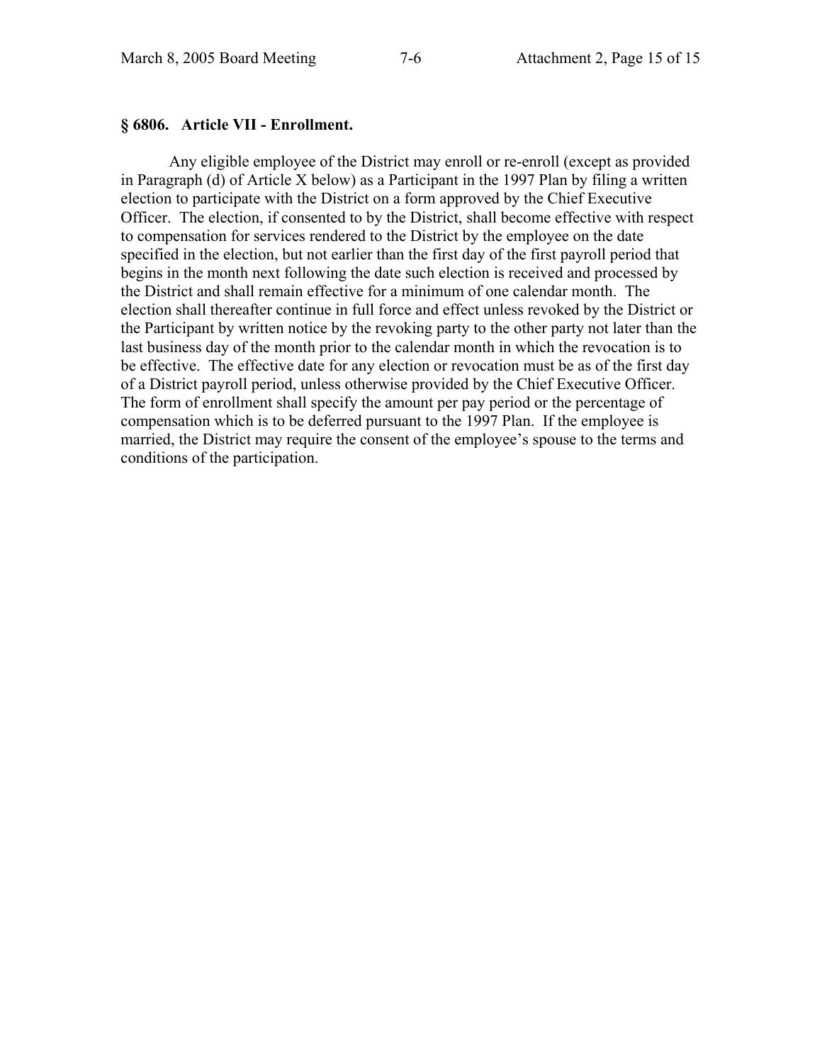**§ 6806. Article VII - Enrollment.**

Any eligible employee of the District may enroll or re-enroll (except as provided in Paragraph (d) of Article X below) as a Participant in the 1997 Plan by filing a written election to participate with the District on a form approved by the Chief Executive Officer. The election, if consented to by the District, shall become effective with respect to compensation for services rendered to the District by the employee on the date specified in the election, but not earlier than the first day of the first payroll period that begins in the month next following the date such election is received and processed by the District and shall remain effective for a minimum of one calendar month. The election shall thereafter continue in full force and effect unless revoked by the District or the Participant by written notice by the revoking party to the other party not later than the last business day of the month prior to the calendar month in which the revocation is to be effective. The effective date for any election or revocation must be as of the first day of a District payroll period, unless otherwise provided by the Chief Executive Officer. The form of enrollment shall specify the amount per pay period or the percentage of compensation which is to be deferred pursuant to the 1997 Plan. If the employee is married, the District may require the consent of the employee's spouse to the terms and conditions of the participation.